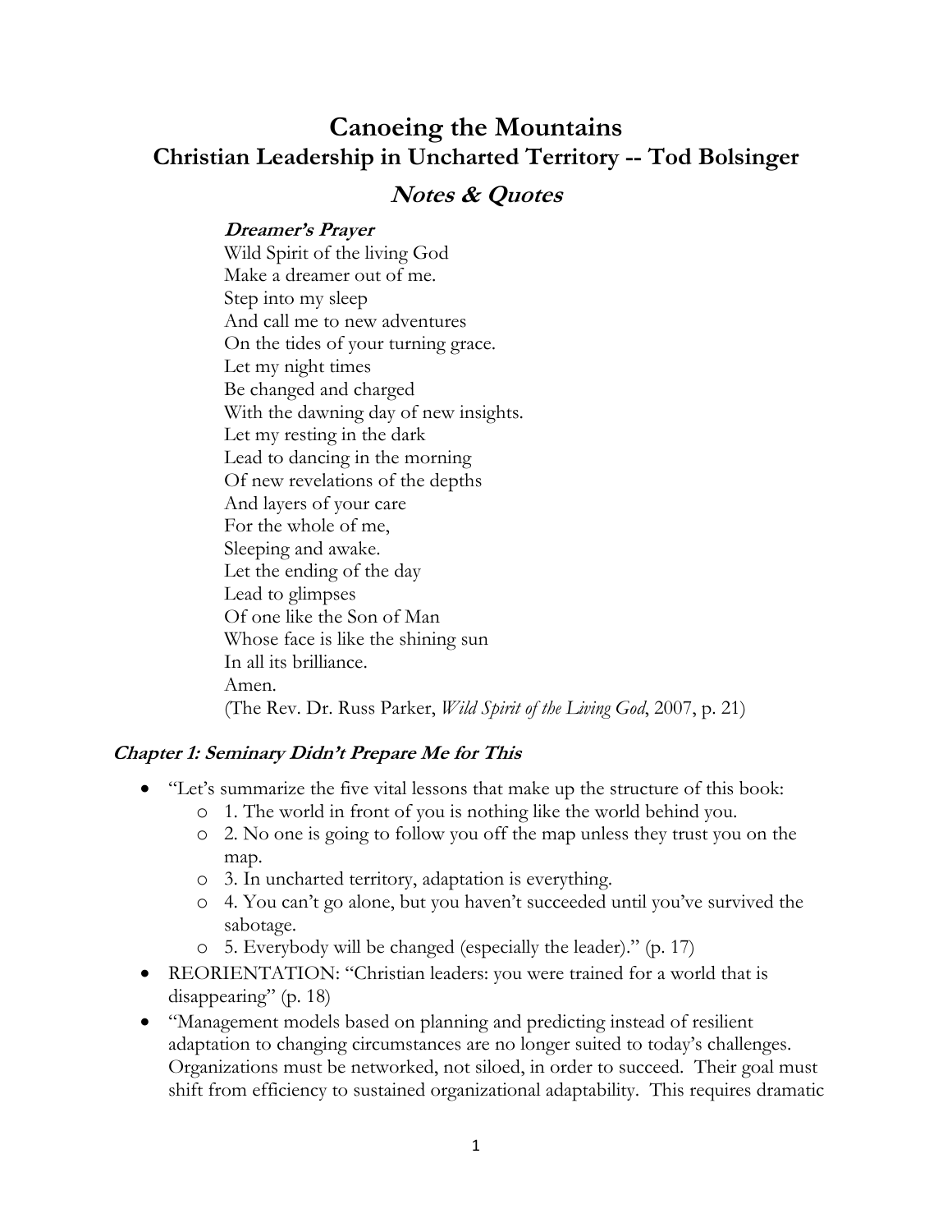# Canoeing the Mountains

## Christian Leadership in Uncharted Territory -- Tod Bolsinger

## *Notes & Quotes*

***Dreamer's Prayer***

Wild Spirit of the living God
Make a dreamer out of me.
Step into my sleep
And call me to new adventures
On the tides of your turning grace.
Let my night times
Be changed and charged
With the dawning day of new insights.
Let my resting in the dark
Lead to dancing in the morning
Of new revelations of the depths
And layers of your care
For the whole of me,
Sleeping and awake.
Let the ending of the day
Lead to glimpses
Of one like the Son of Man
Whose face is like the shining sun
In all its brilliance.
Amen.
(The Rev. Dr. Russ Parker, *Wild Spirit of the Living God*, 2007, p. 21)

### *Chapter 1: Seminary Didn't Prepare Me for This*

- "Let's summarize the five vital lessons that make up the structure of this book:
  - 1. The world in front of you is nothing like the world behind you.
  - 2. No one is going to follow you off the map unless they trust you on the map.
  - 3. In uncharted territory, adaptation is everything.
  - 4. You can't go alone, but you haven't succeeded until you've survived the sabotage.
  - 5. Everybody will be changed (especially the leader)." (p. 17)
- REORIENTATION: "Christian leaders: you were trained for a world that is disappearing" (p. 18)
- "Management models based on planning and predicting instead of resilient adaptation to changing circumstances are no longer suited to today's challenges. Organizations must be networked, not siloed, in order to succeed. Their goal must shift from efficiency to sustained organizational adaptability. This requires dramatic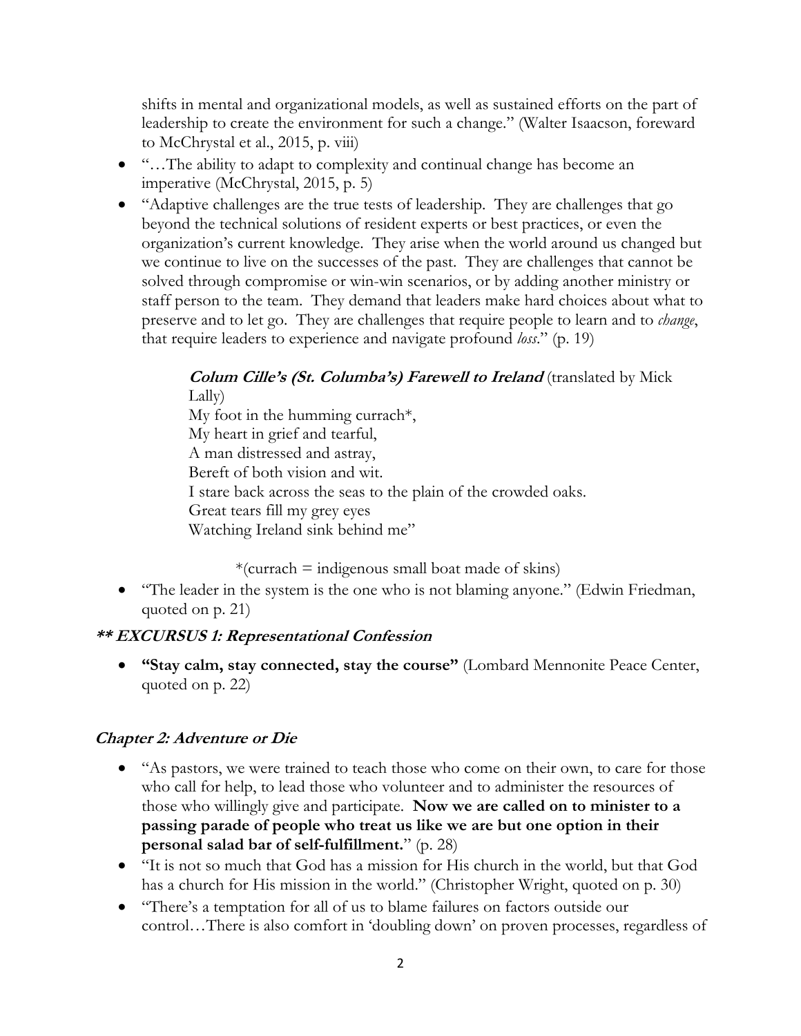shifts in mental and organizational models, as well as sustained efforts on the part of leadership to create the environment for such a change." (Walter Isaacson, foreward to McChrystal et al., 2015, p. viii)

- "…The ability to adapt to complexity and continual change has become an imperative (McChrystal, 2015, p. 5)
- "Adaptive challenges are the true tests of leadership. They are challenges that go beyond the technical solutions of resident experts or best practices, or even the organization's current knowledge. They arise when the world around us changed but we continue to live on the successes of the past. They are challenges that cannot be solved through compromise or win-win scenarios, or by adding another ministry or staff person to the team. They demand that leaders make hard choices about what to preserve and to let go. They are challenges that require people to learn and to *change*, that require leaders to experience and navigate profound *loss*." (p. 19)

> ***Colum Cille's (St. Columba's) Farewell to Ireland*** (translated by Mick Lally)
> My foot in the humming currach*,
> My heart in grief and tearful,
> A man distressed and astray,
> Bereft of both vision and wit.
> I stare back across the seas to the plain of the crowded oaks.
> Great tears fill my grey eyes
> Watching Ireland sink behind me"
>
> *(currach = indigenous small boat made of skins)

- "The leader in the system is the one who is not blaming anyone." (Edwin Friedman, quoted on p. 21)

### *** EXCURSUS 1: Representational Confession*

- **"Stay calm, stay connected, stay the course"** (Lombard Mennonite Peace Center, quoted on p. 22)

### *Chapter 2: Adventure or Die*

- "As pastors, we were trained to teach those who come on their own, to care for those who call for help, to lead those who volunteer and to administer the resources of those who willingly give and participate. **Now we are called on to minister to a passing parade of people who treat us like we are but one option in their personal salad bar of self-fulfillment.**" (p. 28)
- "It is not so much that God has a mission for His church in the world, but that God has a church for His mission in the world." (Christopher Wright, quoted on p. 30)
- "There's a temptation for all of us to blame failures on factors outside our control…There is also comfort in 'doubling down' on proven processes, regardless of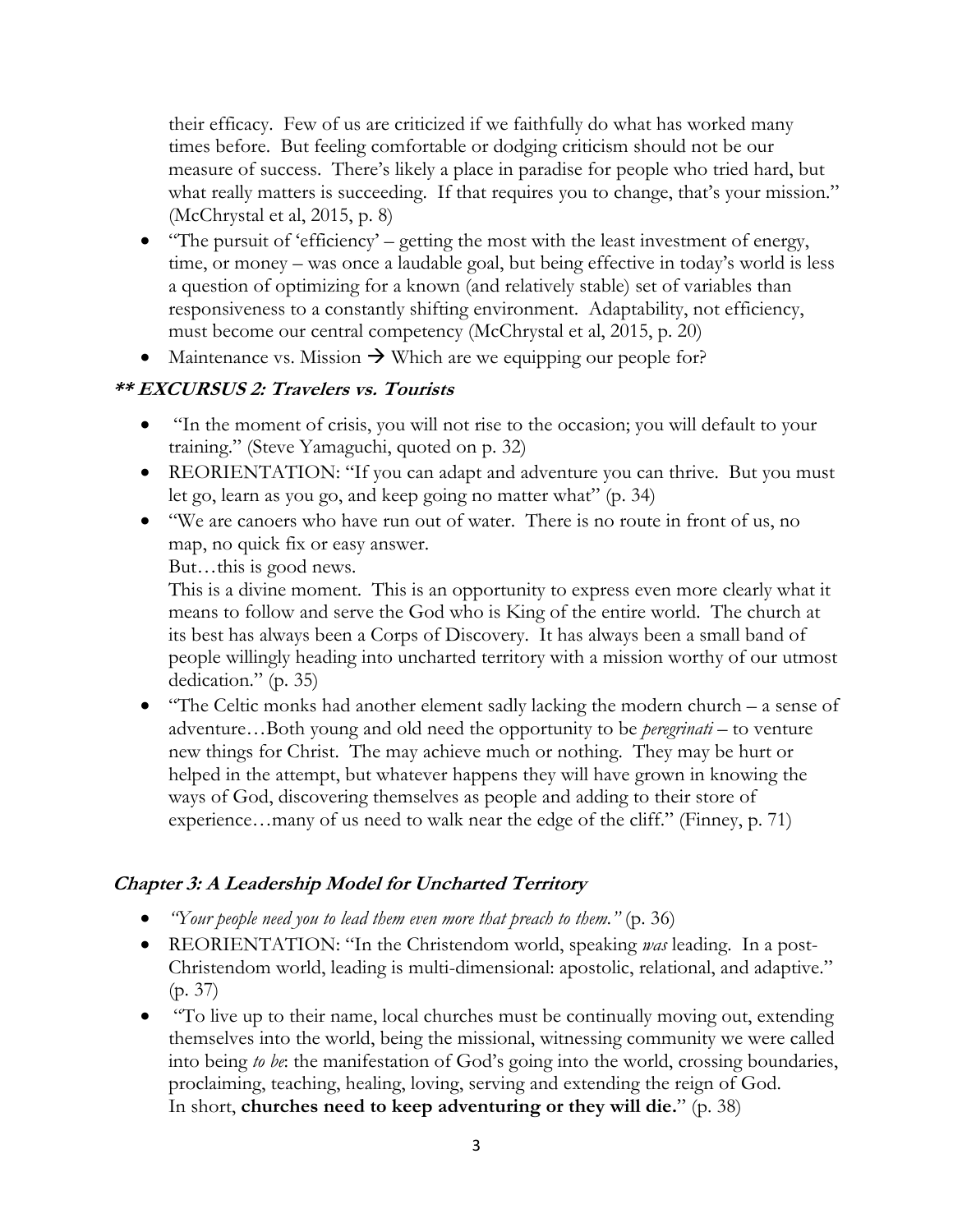their efficacy. Few of us are criticized if we faithfully do what has worked many times before. But feeling comfortable or dodging criticism should not be our measure of success. There's likely a place in paradise for people who tried hard, but what really matters is succeeding. If that requires you to change, that's your mission." (McChrystal et al, 2015, p. 8)

- "The pursuit of 'efficiency' – getting the most with the least investment of energy, time, or money – was once a laudable goal, but being effective in today's world is less a question of optimizing for a known (and relatively stable) set of variables than responsiveness to a constantly shifting environment. Adaptability, not efficiency, must become our central competency (McChrystal et al, 2015, p. 20)
- Maintenance vs. Mission → Which are we equipping our people for?

### *** EXCURSUS 2: Travelers vs. Tourists*

- "In the moment of crisis, you will not rise to the occasion; you will default to your training." (Steve Yamaguchi, quoted on p. 32)
- REORIENTATION: "If you can adapt and adventure you can thrive. But you must let go, learn as you go, and keep going no matter what" (p. 34)
- "We are canoers who have run out of water. There is no route in front of us, no map, no quick fix or easy answer.
  But…this is good news.
  This is a divine moment. This is an opportunity to express even more clearly what it means to follow and serve the God who is King of the entire world. The church at its best has always been a Corps of Discovery. It has always been a small band of people willingly heading into uncharted territory with a mission worthy of our utmost dedication." (p. 35)
- "The Celtic monks had another element sadly lacking the modern church – a sense of adventure…Both young and old need the opportunity to be *peregrinati* – to venture new things for Christ. The may achieve much or nothing. They may be hurt or helped in the attempt, but whatever happens they will have grown in knowing the ways of God, discovering themselves as people and adding to their store of experience…many of us need to walk near the edge of the cliff." (Finney, p. 71)

### *Chapter 3: A Leadership Model for Uncharted Territory*

- *"Your people need you to lead them even more that preach to them."* (p. 36)
- REORIENTATION: "In the Christendom world, speaking *was* leading. In a post-Christendom world, leading is multi-dimensional: apostolic, relational, and adaptive." (p. 37)
- "To live up to their name, local churches must be continually moving out, extending themselves into the world, being the missional, witnessing community we were called into being *to be*: the manifestation of God's going into the world, crossing boundaries, proclaiming, teaching, healing, loving, serving and extending the reign of God.
  In short, **churches need to keep adventuring or they will die.**" (p. 38)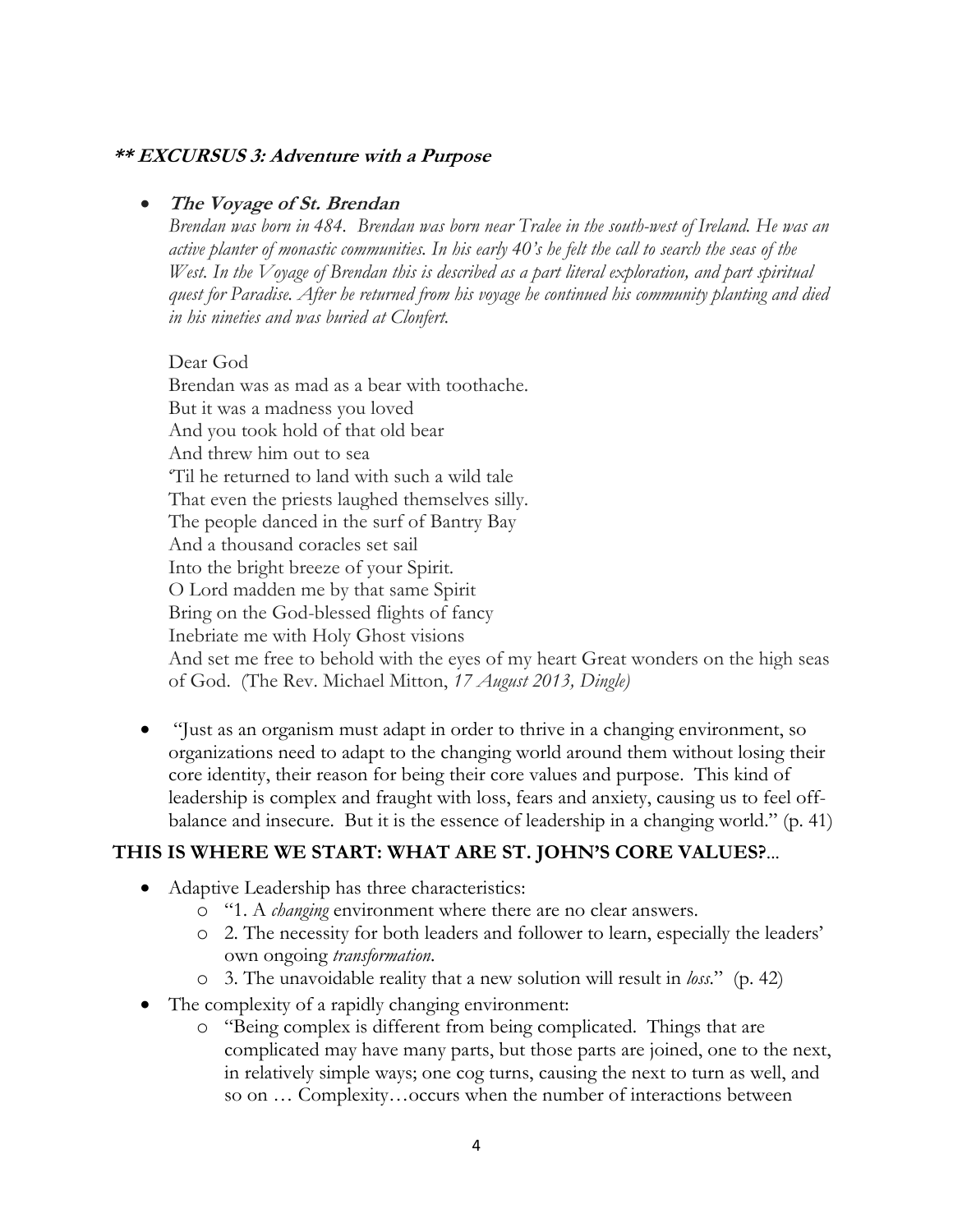***** EXCURSUS 3: Adventure with a Purpose**

- ***The Voyage of St. Brendan***

  *Brendan was born in 484. Brendan was born near Tralee in the south-west of Ireland. He was an active planter of monastic communities. In his early 40's he felt the call to search the seas of the West. In the Voyage of Brendan this is described as a part literal exploration, and part spiritual quest for Paradise. After he returned from his voyage he continued his community planting and died in his nineties and was buried at Clonfert.*

  Dear God
  Brendan was as mad as a bear with toothache.
  But it was a madness you loved
  And you took hold of that old bear
  And threw him out to sea
  'Til he returned to land with such a wild tale
  That even the priests laughed themselves silly.
  The people danced in the surf of Bantry Bay
  And a thousand coracles set sail
  Into the bright breeze of your Spirit.
  O Lord madden me by that same Spirit
  Bring on the God-blessed flights of fancy
  Inebriate me with Holy Ghost visions
  And set me free to behold with the eyes of my heart Great wonders on the high seas of God. (The Rev. Michael Mitton, *17 August 2013, Dingle)*

- "Just as an organism must adapt in order to thrive in a changing environment, so organizations need to adapt to the changing world around them without losing their core identity, their reason for being their core values and purpose. This kind of leadership is complex and fraught with loss, fears and anxiety, causing us to feel off-balance and insecure. But it is the essence of leadership in a changing world." (p. 41)

**THIS IS WHERE WE START: WHAT ARE ST. JOHN'S CORE VALUES?**...

- Adaptive Leadership has three characteristics:
  - "1. A *changing* environment where there are no clear answers.
  - 2. The necessity for both leaders and follower to learn, especially the leaders' own ongoing *transformation*.
  - 3. The unavoidable reality that a new solution will result in *loss*." (p. 42)
- The complexity of a rapidly changing environment:
  - "Being complex is different from being complicated. Things that are complicated may have many parts, but those parts are joined, one to the next, in relatively simple ways; one cog turns, causing the next to turn as well, and so on … Complexity…occurs when the number of interactions between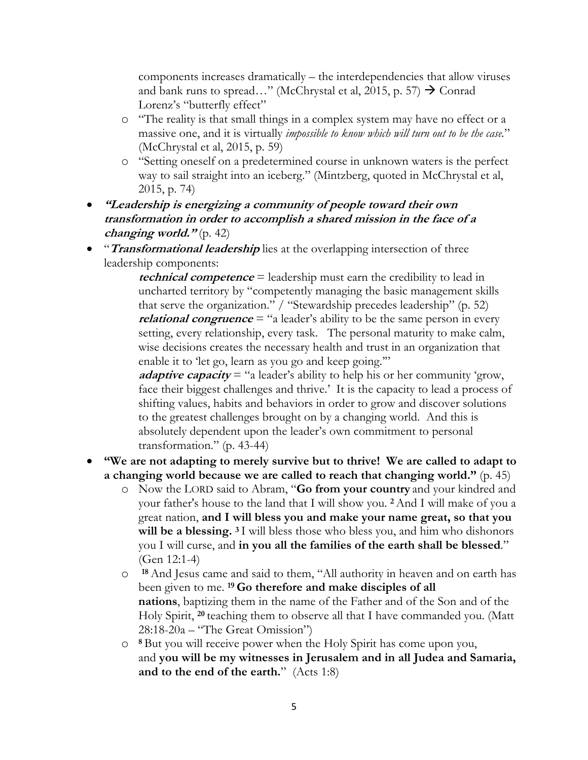components increases dramatically – the interdependencies that allow viruses and bank runs to spread…" (McChrystal et al, 2015, p. 57) → Conrad Lorenz's "butterfly effect"

  - "The reality is that small things in a complex system may have no effect or a massive one, and it is virtually *impossible to know which will turn out to be the case.*" (McChrystal et al, 2015, p. 59)
  - "Setting oneself on a predetermined course in unknown waters is the perfect way to sail straight into an iceberg." (Mintzberg, quoted in McChrystal et al, 2015, p. 74)

- ***"Leadership is energizing a community of people toward their own transformation in order to accomplish a shared mission in the face of a changing world."*** (p. 42)
- "***Transformational leadership*** lies at the overlapping intersection of three leadership components:

  ***technical competence*** = leadership must earn the credibility to lead in uncharted territory by "competently managing the basic management skills that serve the organization." / "Stewardship precedes leadership" (p. 52)
  ***relational congruence*** = "a leader's ability to be the same person in every setting, every relationship, every task. The personal maturity to make calm, wise decisions creates the necessary health and trust in an organization that enable it to 'let go, learn as you go and keep going.'"
  ***adaptive capacity*** = "a leader's ability to help his or her community 'grow, face their biggest challenges and thrive.' It is the capacity to lead a process of shifting values, habits and behaviors in order to grow and discover solutions to the greatest challenges brought on by a changing world. And this is absolutely dependent upon the leader's own commitment to personal transformation." (p. 43-44)

- **"We are not adapting to merely survive but to thrive! We are called to adapt to a changing world because we are called to reach that changing world."** (p. 45)
  - Now the LORD said to Abram, "**Go from your country** and your kindred and your father's house to the land that I will show you. **2** And I will make of you a great nation, **and I will bless you and make your name great, so that you will be a blessing.** **3** I will bless those who bless you, and him who dishonors you I will curse, and **in you all the families of the earth shall be blessed**." (Gen 12:1-4)
  - **18** And Jesus came and said to them, "All authority in heaven and on earth has been given to me. **19 Go therefore and make disciples of all nations**, baptizing them in the name of the Father and of the Son and of the Holy Spirit, **20** teaching them to observe all that I have commanded you. (Matt 28:18-20a – "The Great Omission")
  - **8** But you will receive power when the Holy Spirit has come upon you, and **you will be my witnesses in Jerusalem and in all Judea and Samaria, and to the end of the earth.**" (Acts 1:8)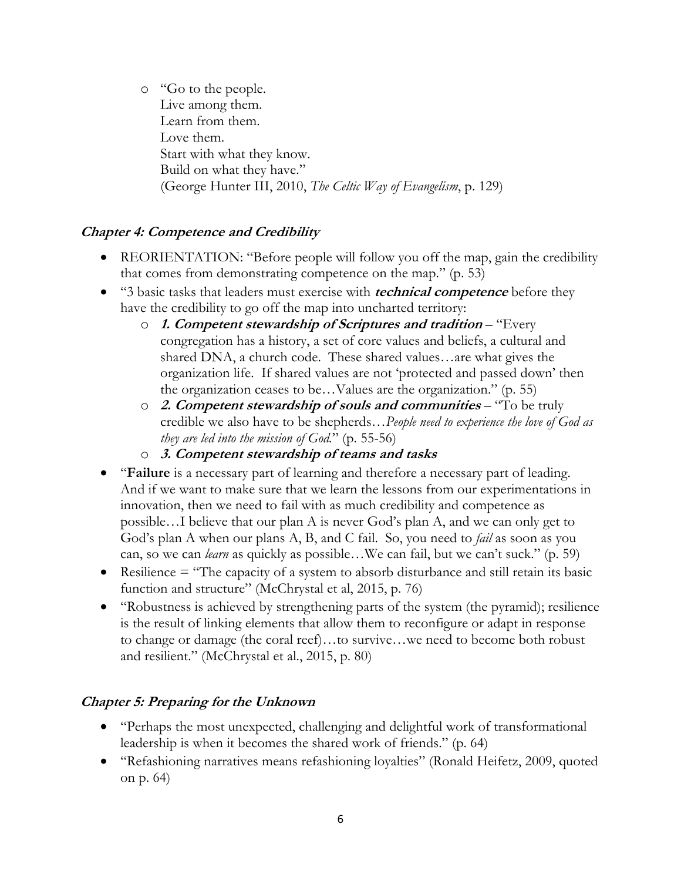- "Go to the people.
  Live among them.
  Learn from them.
  Love them.
  Start with what they know.
  Build on what they have."
  (George Hunter III, 2010, *The Celtic Way of Evangelism*, p. 129)

### *Chapter 4: Competence and Credibility*

- REORIENTATION: "Before people will follow you off the map, gain the credibility that comes from demonstrating competence on the map." (p. 53)
- "3 basic tasks that leaders must exercise with ***technical competence*** before they have the credibility to go off the map into uncharted territory:
  - ***1. Competent stewardship of Scriptures and tradition*** – "Every congregation has a history, a set of core values and beliefs, a cultural and shared DNA, a church code. These shared values…are what gives the organization life. If shared values are not 'protected and passed down' then the organization ceases to be…Values are the organization." (p. 55)
  - ***2. Competent stewardship of souls and communities*** – "To be truly credible we also have to be shepherds…*People need to experience the love of God as they are led into the mission of God*." (p. 55-56)
  - ***3. Competent stewardship of teams and tasks***
- "**Failure** is a necessary part of learning and therefore a necessary part of leading. And if we want to make sure that we learn the lessons from our experimentations in innovation, then we need to fail with as much credibility and competence as possible…I believe that our plan A is never God's plan A, and we can only get to God's plan A when our plans A, B, and C fail. So, you need to *fail* as soon as you can, so we can *learn* as quickly as possible…We can fail, but we can't suck." (p. 59)
- Resilience = "The capacity of a system to absorb disturbance and still retain its basic function and structure" (McChrystal et al, 2015, p. 76)
- "Robustness is achieved by strengthening parts of the system (the pyramid); resilience is the result of linking elements that allow them to reconfigure or adapt in response to change or damage (the coral reef)…to survive…we need to become both robust and resilient." (McChrystal et al., 2015, p. 80)

### *Chapter 5: Preparing for the Unknown*

- "Perhaps the most unexpected, challenging and delightful work of transformational leadership is when it becomes the shared work of friends." (p. 64)
- "Refashioning narratives means refashioning loyalties" (Ronald Heifetz, 2009, quoted on p. 64)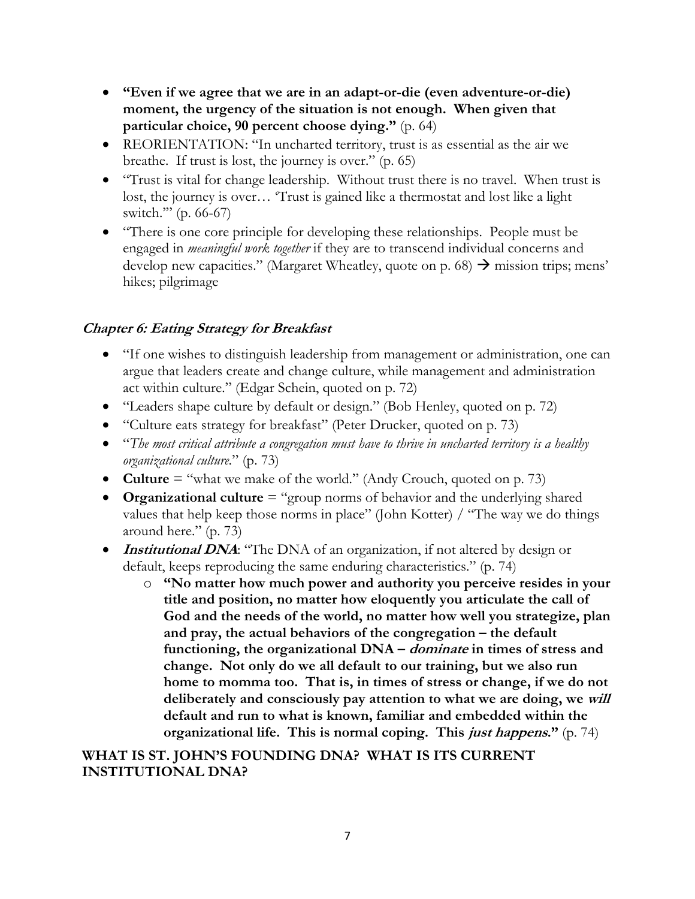- **"Even if we agree that we are in an adapt-or-die (even adventure-or-die) moment, the urgency of the situation is not enough. When given that particular choice, 90 percent choose dying."** (p. 64)
- REORIENTATION: "In uncharted territory, trust is as essential as the air we breathe. If trust is lost, the journey is over." (p. 65)
- "Trust is vital for change leadership. Without trust there is no travel. When trust is lost, the journey is over… 'Trust is gained like a thermostat and lost like a light switch.'" (p. 66-67)
- "There is one core principle for developing these relationships. People must be engaged in *meaningful work together* if they are to transcend individual concerns and develop new capacities." (Margaret Wheatley, quote on p. 68) → mission trips; mens' hikes; pilgrimage

### *Chapter 6: Eating Strategy for Breakfast*

- "If one wishes to distinguish leadership from management or administration, one can argue that leaders create and change culture, while management and administration act within culture." (Edgar Schein, quoted on p. 72)
- "Leaders shape culture by default or design." (Bob Henley, quoted on p. 72)
- "Culture eats strategy for breakfast" (Peter Drucker, quoted on p. 73)
- "*The most critical attribute a congregation must have to thrive in uncharted territory is a healthy organizational culture.*" (p. 73)
- **Culture** = "what we make of the world." (Andy Crouch, quoted on p. 73)
- **Organizational culture** = "group norms of behavior and the underlying shared values that help keep those norms in place" (John Kotter) / "The way we do things around here." (p. 73)
- ***Institutional DNA***: "The DNA of an organization, if not altered by design or default, keeps reproducing the same enduring characteristics." (p. 74)
  - **"No matter how much power and authority you perceive resides in your title and position, no matter how eloquently you articulate the call of God and the needs of the world, no matter how well you strategize, plan and pray, the actual behaviors of the congregation – the default functioning, the organizational DNA – *dominate* in times of stress and change. Not only do we all default to our training, but we also run home to momma too. That is, in times of stress or change, if we do not deliberately and consciously pay attention to what we are doing, we *will* default and run to what is known, familiar and embedded within the organizational life. This is normal coping. This *just happens*."** (p. 74)

**WHAT IS ST. JOHN'S FOUNDING DNA? WHAT IS ITS CURRENT INSTITUTIONAL DNA?**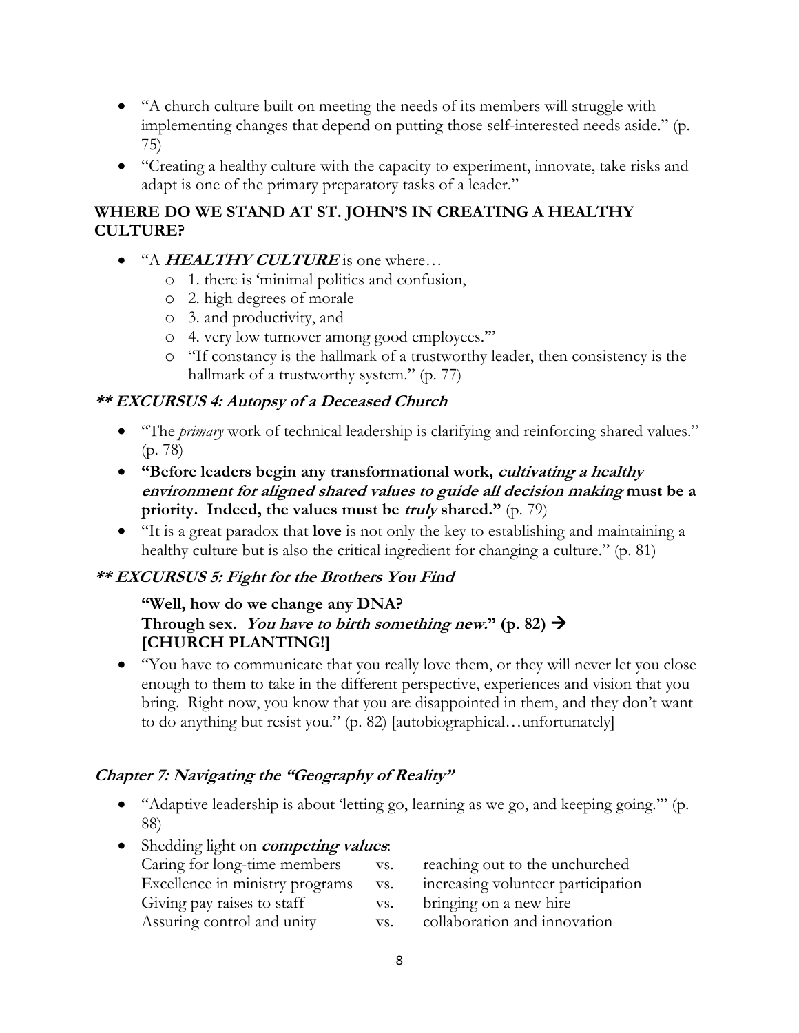- "A church culture built on meeting the needs of its members will struggle with implementing changes that depend on putting those self-interested needs aside." (p. 75)
- "Creating a healthy culture with the capacity to experiment, innovate, take risks and adapt is one of the primary preparatory tasks of a leader."

### WHERE DO WE STAND AT ST. JOHN'S IN CREATING A HEALTHY CULTURE?

- "A ***HEALTHY CULTURE*** is one where…
  - 1. there is 'minimal politics and confusion,
  - 2. high degrees of morale
  - 3. and productivity, and
  - 4. very low turnover among good employees.'"
  - "If constancy is the hallmark of a trustworthy leader, then consistency is the hallmark of a trustworthy system." (p. 77)

### ***\*\* EXCURSUS 4: Autopsy of a Deceased Church***

- "The *primary* work of technical leadership is clarifying and reinforcing shared values." (p. 78)
- **"Before leaders begin any transformational work, *cultivating a healthy environment for aligned shared values to guide all decision making* must be a priority. Indeed, the values must be *truly* shared."** (p. 79)
- "It is a great paradox that **love** is not only the key to establishing and maintaining a healthy culture but is also the critical ingredient for changing a culture." (p. 81)

### ***\*\* EXCURSUS 5: Fight for the Brothers You Find***

**"Well, how do we change any DNA?**
**Through sex. *You have to birth something new.*" (p. 82) → [CHURCH PLANTING!]**

- "You have to communicate that you really love them, or they will never let you close enough to them to take in the different perspective, experiences and vision that you bring. Right now, you know that you are disappointed in them, and they don't want to do anything but resist you." (p. 82) [autobiographical…unfortunately]

### ***Chapter 7: Navigating the "Geography of Reality"***

- "Adaptive leadership is about 'letting go, learning as we go, and keeping going.'" (p. 88)
- Shedding light on ***competing values***:

| | | |
|---|---|---|
| Caring for long-time members | vs. | reaching out to the unchurched |
| Excellence in ministry programs | vs. | increasing volunteer participation |
| Giving pay raises to staff | vs. | bringing on a new hire |
| Assuring control and unity | vs. | collaboration and innovation |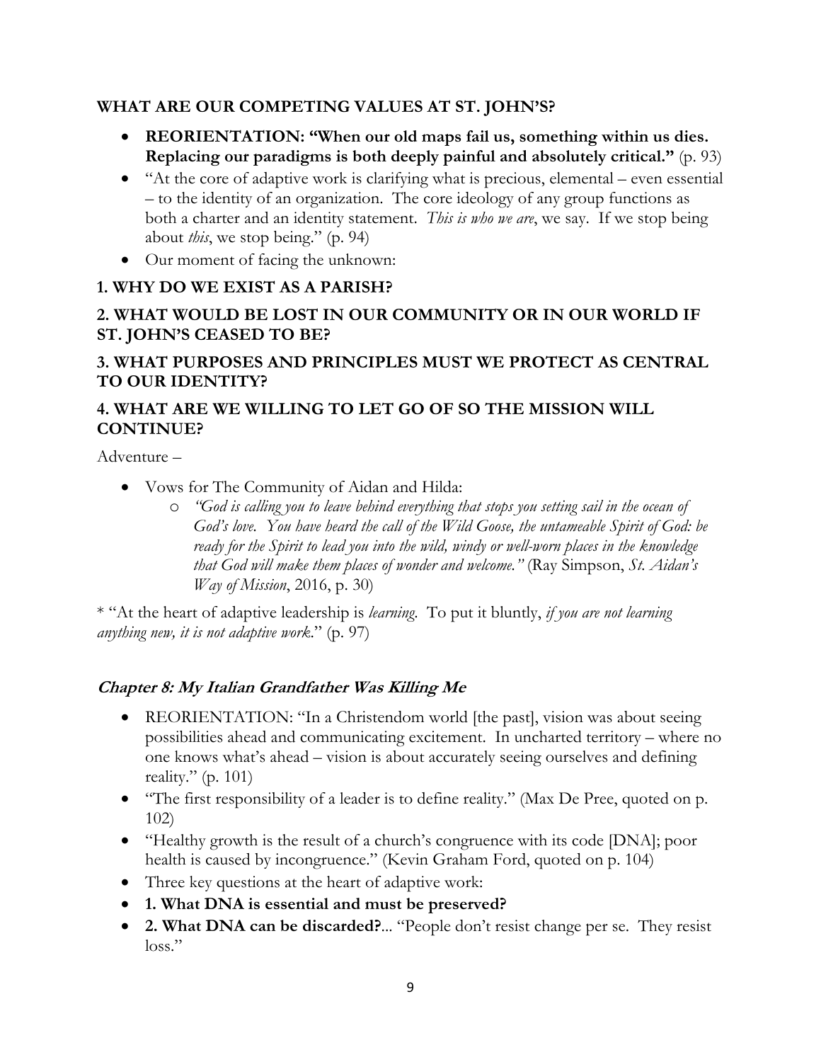**WHAT ARE OUR COMPETING VALUES AT ST. JOHN'S?**

- **REORIENTATION: "When our old maps fail us, something within us dies. Replacing our paradigms is both deeply painful and absolutely critical."** (p. 93)
- "At the core of adaptive work is clarifying what is precious, elemental – even essential – to the identity of an organization. The core ideology of any group functions as both a charter and an identity statement. *This is who we are*, we say. If we stop being about *this*, we stop being." (p. 94)
- Our moment of facing the unknown:

**1. WHY DO WE EXIST AS A PARISH?**

**2. WHAT WOULD BE LOST IN OUR COMMUNITY OR IN OUR WORLD IF ST. JOHN'S CEASED TO BE?**

**3. WHAT PURPOSES AND PRINCIPLES MUST WE PROTECT AS CENTRAL TO OUR IDENTITY?**

**4. WHAT ARE WE WILLING TO LET GO OF SO THE MISSION WILL CONTINUE?**

Adventure –

- Vows for The Community of Aidan and Hilda:
  - *"God is calling you to leave behind everything that stops you setting sail in the ocean of God's love. You have heard the call of the Wild Goose, the untameable Spirit of God: be ready for the Spirit to lead you into the wild, windy or well-worn places in the knowledge that God will make them places of wonder and welcome."* (Ray Simpson, *St. Aidan's Way of Mission*, 2016, p. 30)

* "At the heart of adaptive leadership is *learning*. To put it bluntly, *if you are not learning anything new, it is not adaptive work*." (p. 97)

### ***Chapter 8: My Italian Grandfather Was Killing Me***

- REORIENTATION: "In a Christendom world [the past], vision was about seeing possibilities ahead and communicating excitement. In uncharted territory – where no one knows what's ahead – vision is about accurately seeing ourselves and defining reality." (p. 101)
- "The first responsibility of a leader is to define reality." (Max De Pree, quoted on p. 102)
- "Healthy growth is the result of a church's congruence with its code [DNA]; poor health is caused by incongruence." (Kevin Graham Ford, quoted on p. 104)
- Three key questions at the heart of adaptive work:
- **1. What DNA is essential and must be preserved?**
- **2. What DNA can be discarded?**... "People don't resist change per se. They resist loss."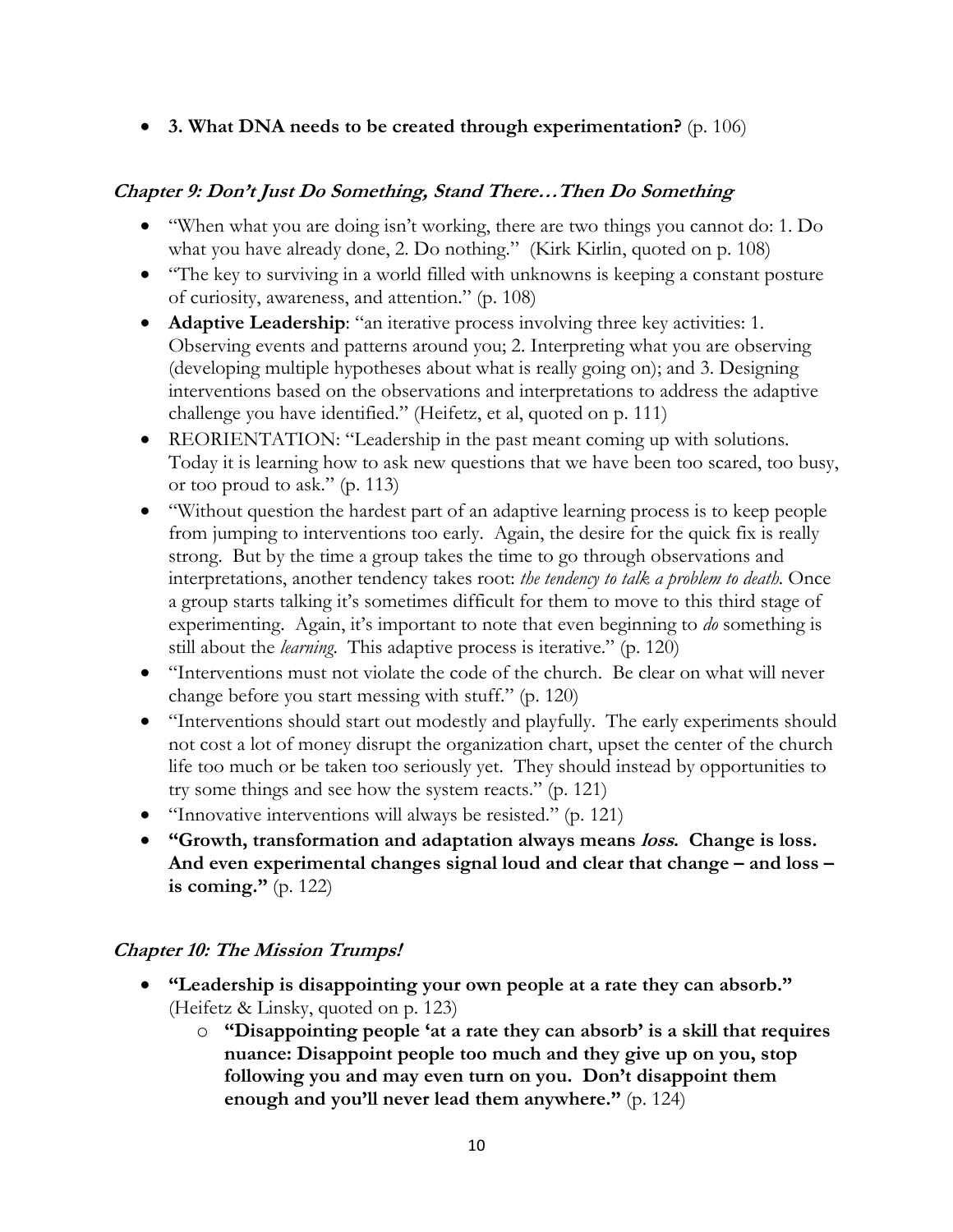- **3. What DNA needs to be created through experimentation?** (p. 106)

### *Chapter 9: Don't Just Do Something, Stand There…Then Do Something*

- "When what you are doing isn't working, there are two things you cannot do: 1. Do what you have already done, 2. Do nothing." (Kirk Kirlin, quoted on p. 108)
- "The key to surviving in a world filled with unknowns is keeping a constant posture of curiosity, awareness, and attention." (p. 108)
- **Adaptive Leadership**: "an iterative process involving three key activities: 1. Observing events and patterns around you; 2. Interpreting what you are observing (developing multiple hypotheses about what is really going on); and 3. Designing interventions based on the observations and interpretations to address the adaptive challenge you have identified." (Heifetz, et al, quoted on p. 111)
- REORIENTATION: "Leadership in the past meant coming up with solutions. Today it is learning how to ask new questions that we have been too scared, too busy, or too proud to ask." (p. 113)
- "Without question the hardest part of an adaptive learning process is to keep people from jumping to interventions too early. Again, the desire for the quick fix is really strong. But by the time a group takes the time to go through observations and interpretations, another tendency takes root: *the tendency to talk a problem to death.* Once a group starts talking it's sometimes difficult for them to move to this third stage of experimenting. Again, it's important to note that even beginning to *do* something is still about the *learning.* This adaptive process is iterative." (p. 120)
- "Interventions must not violate the code of the church. Be clear on what will never change before you start messing with stuff." (p. 120)
- "Interventions should start out modestly and playfully. The early experiments should not cost a lot of money disrupt the organization chart, upset the center of the church life too much or be taken too seriously yet. They should instead by opportunities to try some things and see how the system reacts." (p. 121)
- "Innovative interventions will always be resisted." (p. 121)
- **"Growth, transformation and adaptation always means *loss*. Change is loss. And even experimental changes signal loud and clear that change – and loss – is coming."** (p. 122)

### *Chapter 10: The Mission Trumps!*

- **"Leadership is disappointing your own people at a rate they can absorb."** (Heifetz & Linsky, quoted on p. 123)
  - **"Disappointing people 'at a rate they can absorb' is a skill that requires nuance: Disappoint people too much and they give up on you, stop following you and may even turn on you. Don't disappoint them enough and you'll never lead them anywhere."** (p. 124)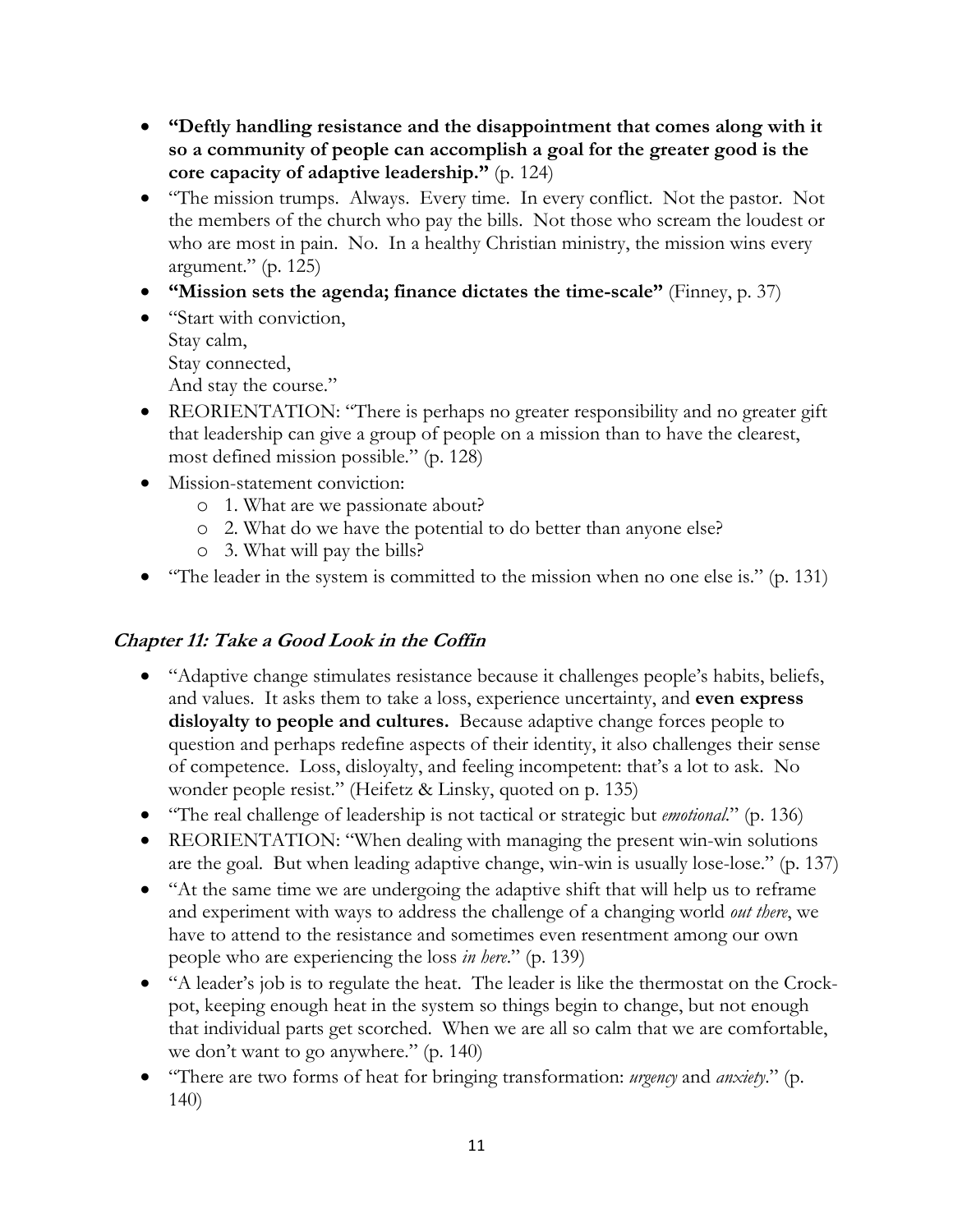- **"Deftly handling resistance and the disappointment that comes along with it so a community of people can accomplish a goal for the greater good is the core capacity of adaptive leadership."** (p. 124)
- "The mission trumps. Always. Every time. In every conflict. Not the pastor. Not the members of the church who pay the bills. Not those who scream the loudest or who are most in pain. No. In a healthy Christian ministry, the mission wins every argument." (p. 125)
- **"Mission sets the agenda; finance dictates the time-scale"** (Finney, p. 37)
- "Start with conviction,
  Stay calm,
  Stay connected,
  And stay the course."
- REORIENTATION: "There is perhaps no greater responsibility and no greater gift that leadership can give a group of people on a mission than to have the clearest, most defined mission possible." (p. 128)
- Mission-statement conviction:
  - 1. What are we passionate about?
  - 2. What do we have the potential to do better than anyone else?
  - 3. What will pay the bills?
- "The leader in the system is committed to the mission when no one else is." (p. 131)

## ***Chapter 11: Take a Good Look in the Coffin***

- "Adaptive change stimulates resistance because it challenges people's habits, beliefs, and values. It asks them to take a loss, experience uncertainty, and **even express disloyalty to people and cultures.** Because adaptive change forces people to question and perhaps redefine aspects of their identity, it also challenges their sense of competence. Loss, disloyalty, and feeling incompetent: that's a lot to ask. No wonder people resist." (Heifetz & Linsky, quoted on p. 135)
- "The real challenge of leadership is not tactical or strategic but *emotional*." (p. 136)
- REORIENTATION: "When dealing with managing the present win-win solutions are the goal. But when leading adaptive change, win-win is usually lose-lose." (p. 137)
- "At the same time we are undergoing the adaptive shift that will help us to reframe and experiment with ways to address the challenge of a changing world *out there*, we have to attend to the resistance and sometimes even resentment among our own people who are experiencing the loss *in here*." (p. 139)
- "A leader's job is to regulate the heat. The leader is like the thermostat on the Crock-pot, keeping enough heat in the system so things begin to change, but not enough that individual parts get scorched. When we are all so calm that we are comfortable, we don't want to go anywhere." (p. 140)
- "There are two forms of heat for bringing transformation: *urgency* and *anxiety*." (p. 140)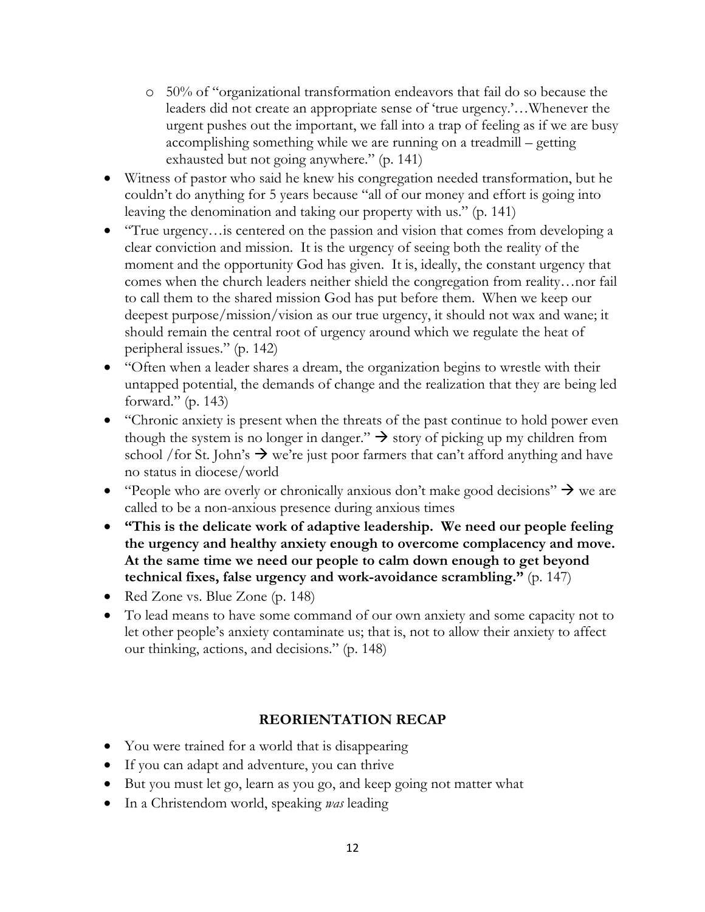- 50% of "organizational transformation endeavors that fail do so because the leaders did not create an appropriate sense of 'true urgency.'…Whenever the urgent pushes out the important, we fall into a trap of feeling as if we are busy accomplishing something while we are running on a treadmill – getting exhausted but not going anywhere." (p. 141)
- Witness of pastor who said he knew his congregation needed transformation, but he couldn't do anything for 5 years because "all of our money and effort is going into leaving the denomination and taking our property with us." (p. 141)
- "True urgency…is centered on the passion and vision that comes from developing a clear conviction and mission. It is the urgency of seeing both the reality of the moment and the opportunity God has given. It is, ideally, the constant urgency that comes when the church leaders neither shield the congregation from reality…nor fail to call them to the shared mission God has put before them. When we keep our deepest purpose/mission/vision as our true urgency, it should not wax and wane; it should remain the central root of urgency around which we regulate the heat of peripheral issues." (p. 142)
- "Often when a leader shares a dream, the organization begins to wrestle with their untapped potential, the demands of change and the realization that they are being led forward." (p. 143)
- "Chronic anxiety is present when the threats of the past continue to hold power even though the system is no longer in danger." → story of picking up my children from school /for St. John's → we're just poor farmers that can't afford anything and have no status in diocese/world
- "People who are overly or chronically anxious don't make good decisions" → we are called to be a non-anxious presence during anxious times
- **"This is the delicate work of adaptive leadership. We need our people feeling the urgency and healthy anxiety enough to overcome complacency and move. At the same time we need our people to calm down enough to get beyond technical fixes, false urgency and work-avoidance scrambling."** (p. 147)
- Red Zone vs. Blue Zone (p. 148)
- To lead means to have some command of our own anxiety and some capacity not to let other people's anxiety contaminate us; that is, not to allow their anxiety to affect our thinking, actions, and decisions." (p. 148)

## REORIENTATION RECAP

- You were trained for a world that is disappearing
- If you can adapt and adventure, you can thrive
- But you must let go, learn as you go, and keep going not matter what
- In a Christendom world, speaking *was* leading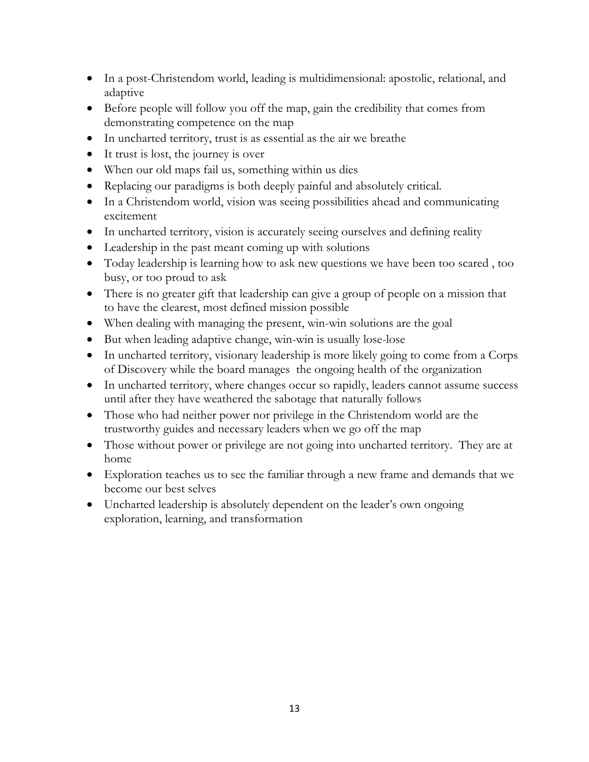- In a post-Christendom world, leading is multidimensional: apostolic, relational, and adaptive
- Before people will follow you off the map, gain the credibility that comes from demonstrating competence on the map
- In uncharted territory, trust is as essential as the air we breathe
- It trust is lost, the journey is over
- When our old maps fail us, something within us dies
- Replacing our paradigms is both deeply painful and absolutely critical.
- In a Christendom world, vision was seeing possibilities ahead and communicating excitement
- In uncharted territory, vision is accurately seeing ourselves and defining reality
- Leadership in the past meant coming up with solutions
- Today leadership is learning how to ask new questions we have been too scared , too busy, or too proud to ask
- There is no greater gift that leadership can give a group of people on a mission that to have the clearest, most defined mission possible
- When dealing with managing the present, win-win solutions are the goal
- But when leading adaptive change, win-win is usually lose-lose
- In uncharted territory, visionary leadership is more likely going to come from a Corps of Discovery while the board manages the ongoing health of the organization
- In uncharted territory, where changes occur so rapidly, leaders cannot assume success until after they have weathered the sabotage that naturally follows
- Those who had neither power nor privilege in the Christendom world are the trustworthy guides and necessary leaders when we go off the map
- Those without power or privilege are not going into uncharted territory. They are at home
- Exploration teaches us to see the familiar through a new frame and demands that we become our best selves
- Uncharted leadership is absolutely dependent on the leader's own ongoing exploration, learning, and transformation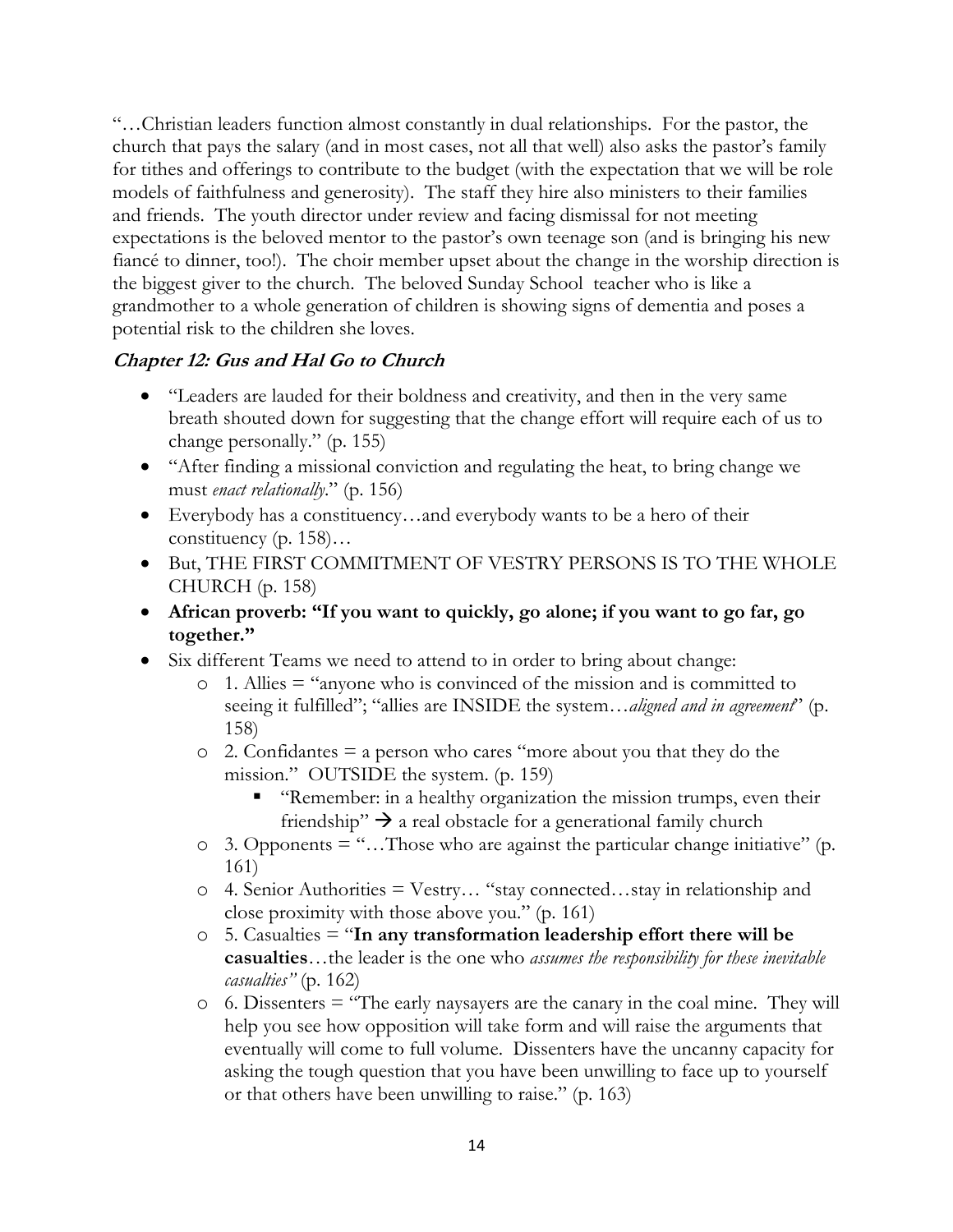"…Christian leaders function almost constantly in dual relationships. For the pastor, the church that pays the salary (and in most cases, not all that well) also asks the pastor's family for tithes and offerings to contribute to the budget (with the expectation that we will be role models of faithfulness and generosity). The staff they hire also ministers to their families and friends. The youth director under review and facing dismissal for not meeting expectations is the beloved mentor to the pastor's own teenage son (and is bringing his new fiancé to dinner, too!). The choir member upset about the change in the worship direction is the biggest giver to the church. The beloved Sunday School teacher who is like a grandmother to a whole generation of children is showing signs of dementia and poses a potential risk to the children she loves.

### *Chapter 12: Gus and Hal Go to Church*

- "Leaders are lauded for their boldness and creativity, and then in the very same breath shouted down for suggesting that the change effort will require each of us to change personally." (p. 155)
- "After finding a missional conviction and regulating the heat, to bring change we must *enact relationally*." (p. 156)
- Everybody has a constituency…and everybody wants to be a hero of their constituency (p. 158)…
- But, THE FIRST COMMITMENT OF VESTRY PERSONS IS TO THE WHOLE CHURCH (p. 158)
- **African proverb: "If you want to quickly, go alone; if you want to go far, go together."**
- Six different Teams we need to attend to in order to bring about change:
  - 1. Allies = "anyone who is convinced of the mission and is committed to seeing it fulfilled"; "allies are INSIDE the system…*aligned and in agreement*" (p. 158)
  - 2. Confidantes = a person who cares "more about you that they do the mission." OUTSIDE the system. (p. 159)
    - "Remember: in a healthy organization the mission trumps, even their friendship" → a real obstacle for a generational family church
  - 3. Opponents = "…Those who are against the particular change initiative" (p. 161)
  - 4. Senior Authorities = Vestry… "stay connected…stay in relationship and close proximity with those above you." (p. 161)
  - 5. Casualties = "**In any transformation leadership effort there will be casualties**…the leader is the one who *assumes the responsibility for these inevitable casualties"* (p. 162)
  - 6. Dissenters = "The early naysayers are the canary in the coal mine. They will help you see how opposition will take form and will raise the arguments that eventually will come to full volume. Dissenters have the uncanny capacity for asking the tough question that you have been unwilling to face up to yourself or that others have been unwilling to raise." (p. 163)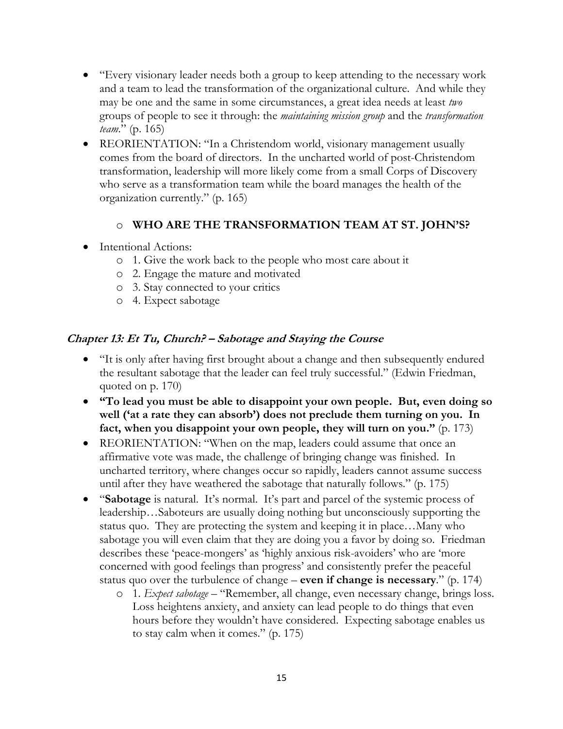- "Every visionary leader needs both a group to keep attending to the necessary work and a team to lead the transformation of the organizational culture. And while they may be one and the same in some circumstances, a great idea needs at least *two* groups of people to see it through: the *maintaining mission group* and the *transformation team*." (p. 165)
- REORIENTATION: "In a Christendom world, visionary management usually comes from the board of directors. In the uncharted world of post-Christendom transformation, leadership will more likely come from a small Corps of Discovery who serve as a transformation team while the board manages the health of the organization currently." (p. 165)
    - **WHO ARE THE TRANSFORMATION TEAM AT ST. JOHN'S?**
- Intentional Actions:
    - 1. Give the work back to the people who most care about it
    - 2. Engage the mature and motivated
    - 3. Stay connected to your critics
    - 4. Expect sabotage

### *Chapter 13: Et Tu, Church? – Sabotage and Staying the Course*

- "It is only after having first brought about a change and then subsequently endured the resultant sabotage that the leader can feel truly successful." (Edwin Friedman, quoted on p. 170)
- **"To lead you must be able to disappoint your own people. But, even doing so well ('at a rate they can absorb') does not preclude them turning on you. In fact, when you disappoint your own people, they will turn on you."** (p. 173)
- REORIENTATION: "When on the map, leaders could assume that once an affirmative vote was made, the challenge of bringing change was finished. In uncharted territory, where changes occur so rapidly, leaders cannot assume success until after they have weathered the sabotage that naturally follows." (p. 175)
- "**Sabotage** is natural. It's normal. It's part and parcel of the systemic process of leadership…Saboteurs are usually doing nothing but unconsciously supporting the status quo. They are protecting the system and keeping it in place…Many who sabotage you will even claim that they are doing you a favor by doing so. Friedman describes these 'peace-mongers' as 'highly anxious risk-avoiders' who are 'more concerned with good feelings than progress' and consistently prefer the peaceful status quo over the turbulence of change – **even if change is necessary**." (p. 174)
    - 1. *Expect sabotage* – "Remember, all change, even necessary change, brings loss. Loss heightens anxiety, and anxiety can lead people to do things that even hours before they wouldn't have considered. Expecting sabotage enables us to stay calm when it comes." (p. 175)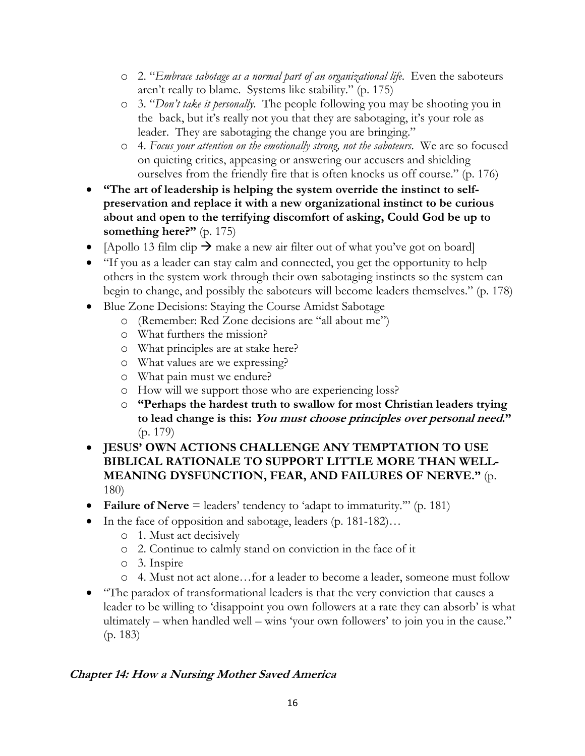- 2. "*Embrace sabotage as a normal part of an organizational life*. Even the saboteurs aren't really to blame. Systems like stability." (p. 175)
  - 3. "*Don't take it personally*. The people following you may be shooting you in the back, but it's really not you that they are sabotaging, it's your role as leader. They are sabotaging the change you are bringing."
  - 4. *Focus your attention on the emotionally strong, not the saboteurs*. We are so focused on quieting critics, appeasing or answering our accusers and shielding ourselves from the friendly fire that is often knocks us off course." (p. 176)
- **"The art of leadership is helping the system override the instinct to self-preservation and replace it with a new organizational instinct to be curious about and open to the terrifying discomfort of asking, Could God be up to something here?"** (p. 175)
- [Apollo 13 film clip → make a new air filter out of what you've got on board]
- "If you as a leader can stay calm and connected, you get the opportunity to help others in the system work through their own sabotaging instincts so the system can begin to change, and possibly the saboteurs will become leaders themselves." (p. 178)
- Blue Zone Decisions: Staying the Course Amidst Sabotage
  - (Remember: Red Zone decisions are "all about me")
  - What furthers the mission?
  - What principles are at stake here?
  - What values are we expressing?
  - What pain must we endure?
  - How will we support those who are experiencing loss?
  - **"Perhaps the hardest truth to swallow for most Christian leaders trying to lead change is this: *You must choose principles over personal need*."** (p. 179)
- **JESUS' OWN ACTIONS CHALLENGE ANY TEMPTATION TO USE BIBLICAL RATIONALE TO SUPPORT LITTLE MORE THAN WELL-MEANING DYSFUNCTION, FEAR, AND FAILURES OF NERVE."** (p. 180)
- **Failure of Nerve** = leaders' tendency to 'adapt to immaturity.'" (p. 181)
- In the face of opposition and sabotage, leaders (p. 181-182)…
  - 1. Must act decisively
  - 2. Continue to calmly stand on conviction in the face of it
  - 3. Inspire
  - 4. Must not act alone…for a leader to become a leader, someone must follow
- "The paradox of transformational leaders is that the very conviction that causes a leader to be willing to 'disappoint you own followers at a rate they can absorb' is what ultimately – when handled well – wins 'your own followers' to join you in the cause." (p. 183)

### *Chapter 14: How a Nursing Mother Saved America*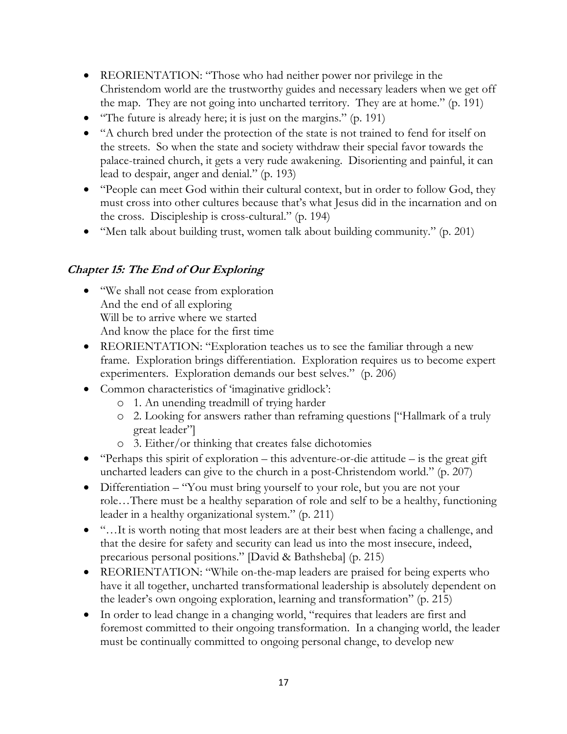- REORIENTATION: "Those who had neither power nor privilege in the Christendom world are the trustworthy guides and necessary leaders when we get off the map. They are not going into uncharted territory. They are at home." (p. 191)
- "The future is already here; it is just on the margins." (p. 191)
- "A church bred under the protection of the state is not trained to fend for itself on the streets. So when the state and society withdraw their special favor towards the palace-trained church, it gets a very rude awakening. Disorienting and painful, it can lead to despair, anger and denial." (p. 193)
- "People can meet God within their cultural context, but in order to follow God, they must cross into other cultures because that's what Jesus did in the incarnation and on the cross. Discipleship is cross-cultural." (p. 194)
- "Men talk about building trust, women talk about building community." (p. 201)

### *Chapter 15: The End of Our Exploring*

- "We shall not cease from exploration
  And the end of all exploring
  Will be to arrive where we started
  And know the place for the first time
- REORIENTATION: "Exploration teaches us to see the familiar through a new frame. Exploration brings differentiation. Exploration requires us to become expert experimenters. Exploration demands our best selves." (p. 206)
- Common characteristics of 'imaginative gridlock':
    - 1. An unending treadmill of trying harder
    - 2. Looking for answers rather than reframing questions ["Hallmark of a truly great leader"]
    - 3. Either/or thinking that creates false dichotomies
- "Perhaps this spirit of exploration – this adventure-or-die attitude – is the great gift uncharted leaders can give to the church in a post-Christendom world." (p. 207)
- Differentiation – "You must bring yourself to your role, but you are not your role…There must be a healthy separation of role and self to be a healthy, functioning leader in a healthy organizational system." (p. 211)
- "…It is worth noting that most leaders are at their best when facing a challenge, and that the desire for safety and security can lead us into the most insecure, indeed, precarious personal positions." [David & Bathsheba] (p. 215)
- REORIENTATION: "While on-the-map leaders are praised for being experts who have it all together, uncharted transformational leadership is absolutely dependent on the leader's own ongoing exploration, learning and transformation" (p. 215)
- In order to lead change in a changing world, "requires that leaders are first and foremost committed to their ongoing transformation. In a changing world, the leader must be continually committed to ongoing personal change, to develop new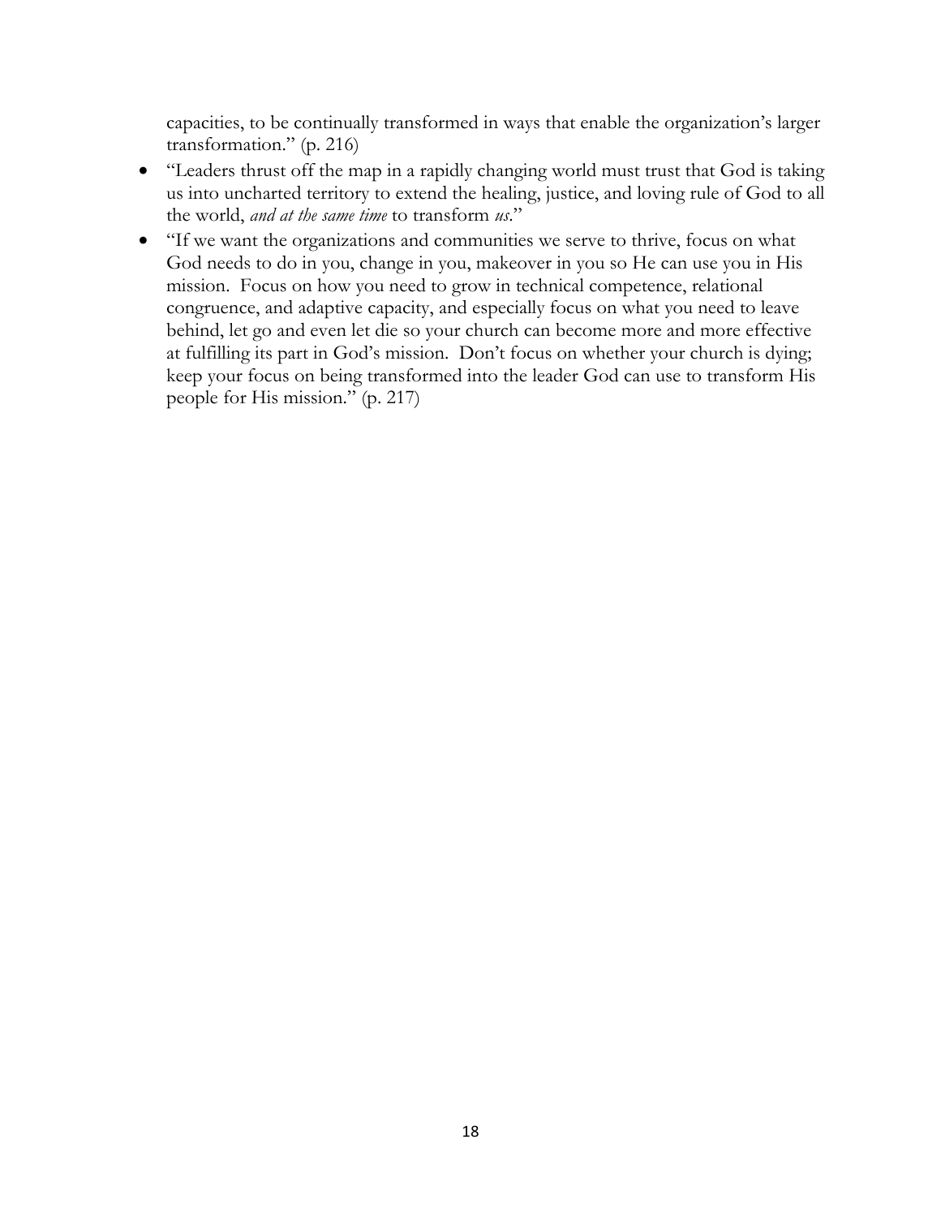capacities, to be continually transformed in ways that enable the organization's larger transformation." (p. 216)

- "Leaders thrust off the map in a rapidly changing world must trust that God is taking us into uncharted territory to extend the healing, justice, and loving rule of God to all the world, *and at the same time* to transform *us*."
- "If we want the organizations and communities we serve to thrive, focus on what God needs to do in you, change in you, makeover in you so He can use you in His mission. Focus on how you need to grow in technical competence, relational congruence, and adaptive capacity, and especially focus on what you need to leave behind, let go and even let die so your church can become more and more effective at fulfilling its part in God's mission. Don't focus on whether your church is dying; keep your focus on being transformed into the leader God can use to transform His people for His mission." (p. 217)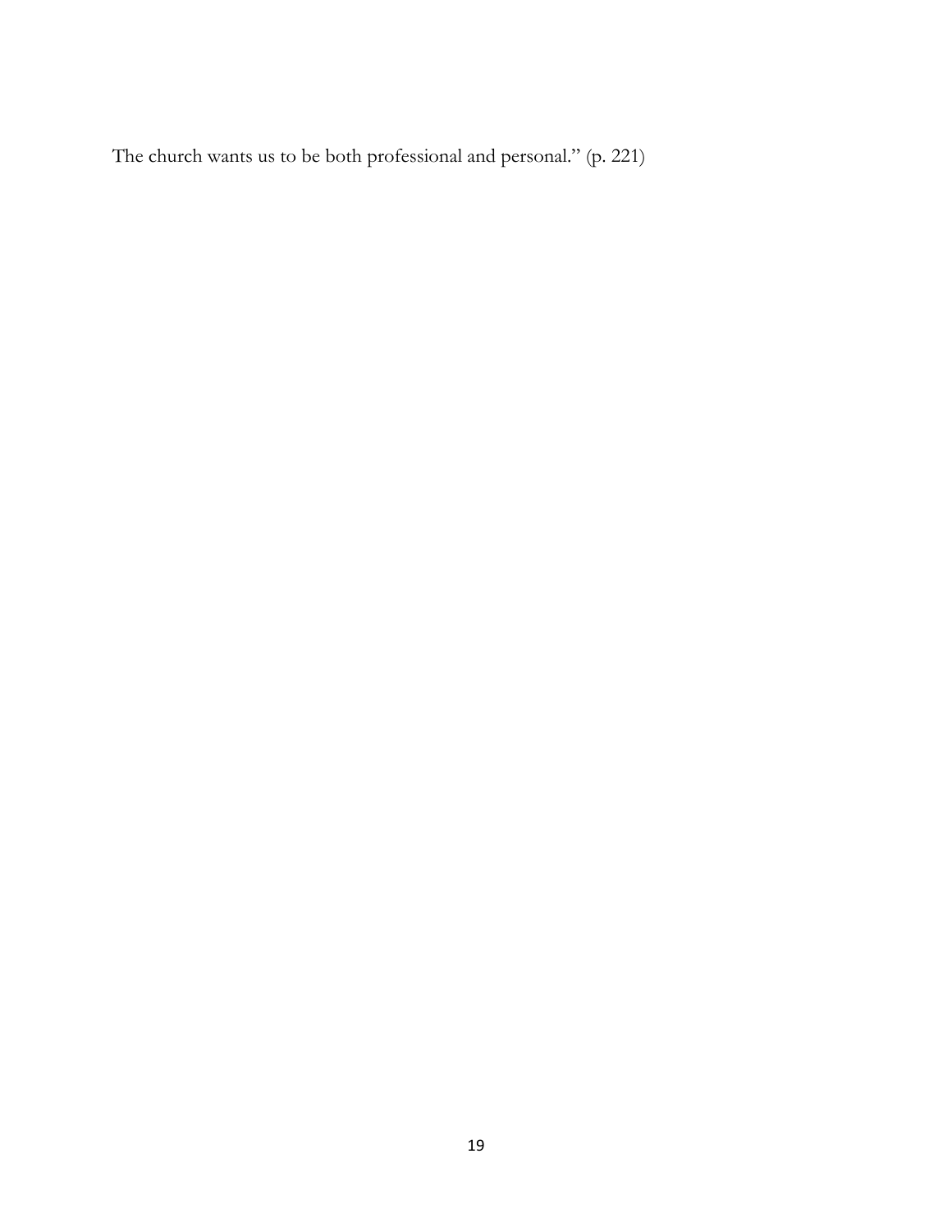The church wants us to be both professional and personal." (p. 221)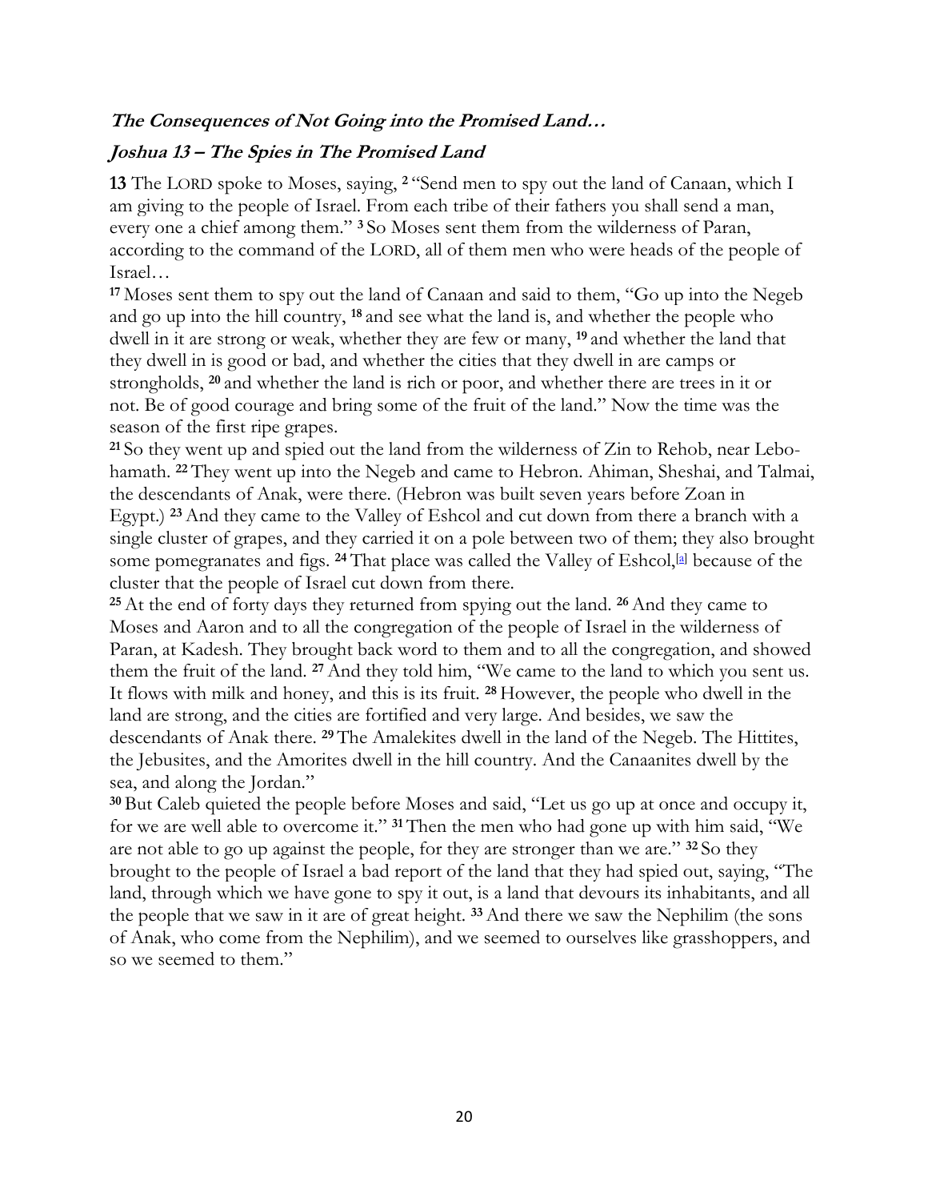### ***The Consequences of Not Going into the Promised Land…***

### ***Joshua 13 – The Spies in The Promised Land***

**13** The LORD spoke to Moses, saying, **2** "Send men to spy out the land of Canaan, which I am giving to the people of Israel. From each tribe of their fathers you shall send a man, every one a chief among them." **3** So Moses sent them from the wilderness of Paran, according to the command of the LORD, all of them men who were heads of the people of Israel…

**17** Moses sent them to spy out the land of Canaan and said to them, "Go up into the Negeb and go up into the hill country, **18** and see what the land is, and whether the people who dwell in it are strong or weak, whether they are few or many, **19** and whether the land that they dwell in is good or bad, and whether the cities that they dwell in are camps or strongholds, **20** and whether the land is rich or poor, and whether there are trees in it or not. Be of good courage and bring some of the fruit of the land." Now the time was the season of the first ripe grapes.

**21** So they went up and spied out the land from the wilderness of Zin to Rehob, near Lebo-hamath. **22** They went up into the Negeb and came to Hebron. Ahiman, Sheshai, and Talmai, the descendants of Anak, were there. (Hebron was built seven years before Zoan in Egypt.) **23** And they came to the Valley of Eshcol and cut down from there a branch with a single cluster of grapes, and they carried it on a pole between two of them; they also brought some pomegranates and figs. **24** That place was called the Valley of Eshcol,[a] because of the cluster that the people of Israel cut down from there.

**25** At the end of forty days they returned from spying out the land. **26** And they came to Moses and Aaron and to all the congregation of the people of Israel in the wilderness of Paran, at Kadesh. They brought back word to them and to all the congregation, and showed them the fruit of the land. **27** And they told him, "We came to the land to which you sent us. It flows with milk and honey, and this is its fruit. **28** However, the people who dwell in the land are strong, and the cities are fortified and very large. And besides, we saw the descendants of Anak there. **29** The Amalekites dwell in the land of the Negeb. The Hittites, the Jebusites, and the Amorites dwell in the hill country. And the Canaanites dwell by the sea, and along the Jordan."

**30** But Caleb quieted the people before Moses and said, "Let us go up at once and occupy it, for we are well able to overcome it." **31** Then the men who had gone up with him said, "We are not able to go up against the people, for they are stronger than we are." **32** So they brought to the people of Israel a bad report of the land that they had spied out, saying, "The land, through which we have gone to spy it out, is a land that devours its inhabitants, and all the people that we saw in it are of great height. **33** And there we saw the Nephilim (the sons of Anak, who come from the Nephilim), and we seemed to ourselves like grasshoppers, and so we seemed to them."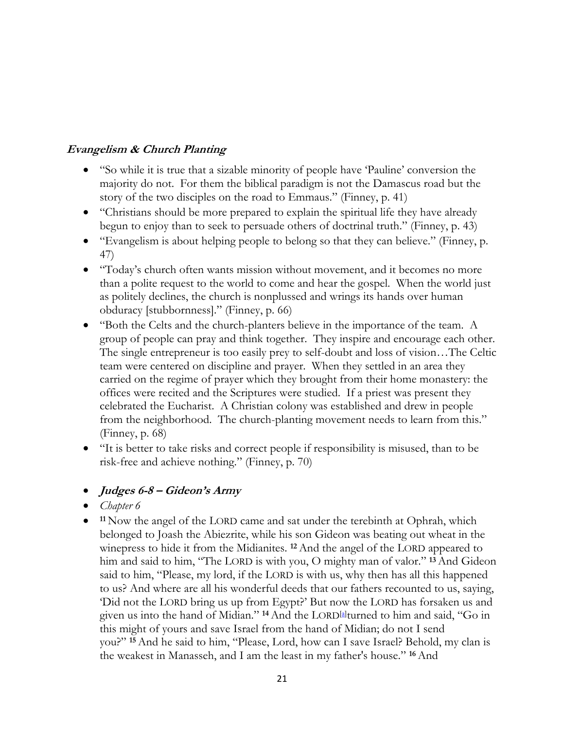### ***Evangelism & Church Planting***

- "So while it is true that a sizable minority of people have 'Pauline' conversion the majority do not. For them the biblical paradigm is not the Damascus road but the story of the two disciples on the road to Emmaus." (Finney, p. 41)
- "Christians should be more prepared to explain the spiritual life they have already begun to enjoy than to seek to persuade others of doctrinal truth." (Finney, p. 43)
- "Evangelism is about helping people to belong so that they can believe." (Finney, p. 47)
- "Today's church often wants mission without movement, and it becomes no more than a polite request to the world to come and hear the gospel. When the world just as politely declines, the church is nonplussed and wrings its hands over human obduracy [stubbornness]." (Finney, p. 66)
- "Both the Celts and the church-planters believe in the importance of the team. A group of people can pray and think together. They inspire and encourage each other. The single entrepreneur is too easily prey to self-doubt and loss of vision…The Celtic team were centered on discipline and prayer. When they settled in an area they carried on the regime of prayer which they brought from their home monastery: the offices were recited and the Scriptures were studied. If a priest was present they celebrated the Eucharist. A Christian colony was established and drew in people from the neighborhood. The church-planting movement needs to learn from this." (Finney, p. 68)
- "It is better to take risks and correct people if responsibility is misused, than to be risk-free and achieve nothing." (Finney, p. 70)

- ***Judges 6-8 – Gideon's Army***
- *Chapter 6*
- **11** Now the angel of the LORD came and sat under the terebinth at Ophrah, which belonged to Joash the Abiezrite, while his son Gideon was beating out wheat in the winepress to hide it from the Midianites. **12** And the angel of the LORD appeared to him and said to him, "The LORD is with you, O mighty man of valor." **13** And Gideon said to him, "Please, my lord, if the LORD is with us, why then has all this happened to us? And where are all his wonderful deeds that our fathers recounted to us, saying, 'Did not the LORD bring us up from Egypt?' But now the LORD has forsaken us and given us into the hand of Midian." **14** And the LORD[a] turned to him and said, "Go in this might of yours and save Israel from the hand of Midian; do not I send you?" **15** And he said to him, "Please, Lord, how can I save Israel? Behold, my clan is the weakest in Manasseh, and I am the least in my father's house." **16** And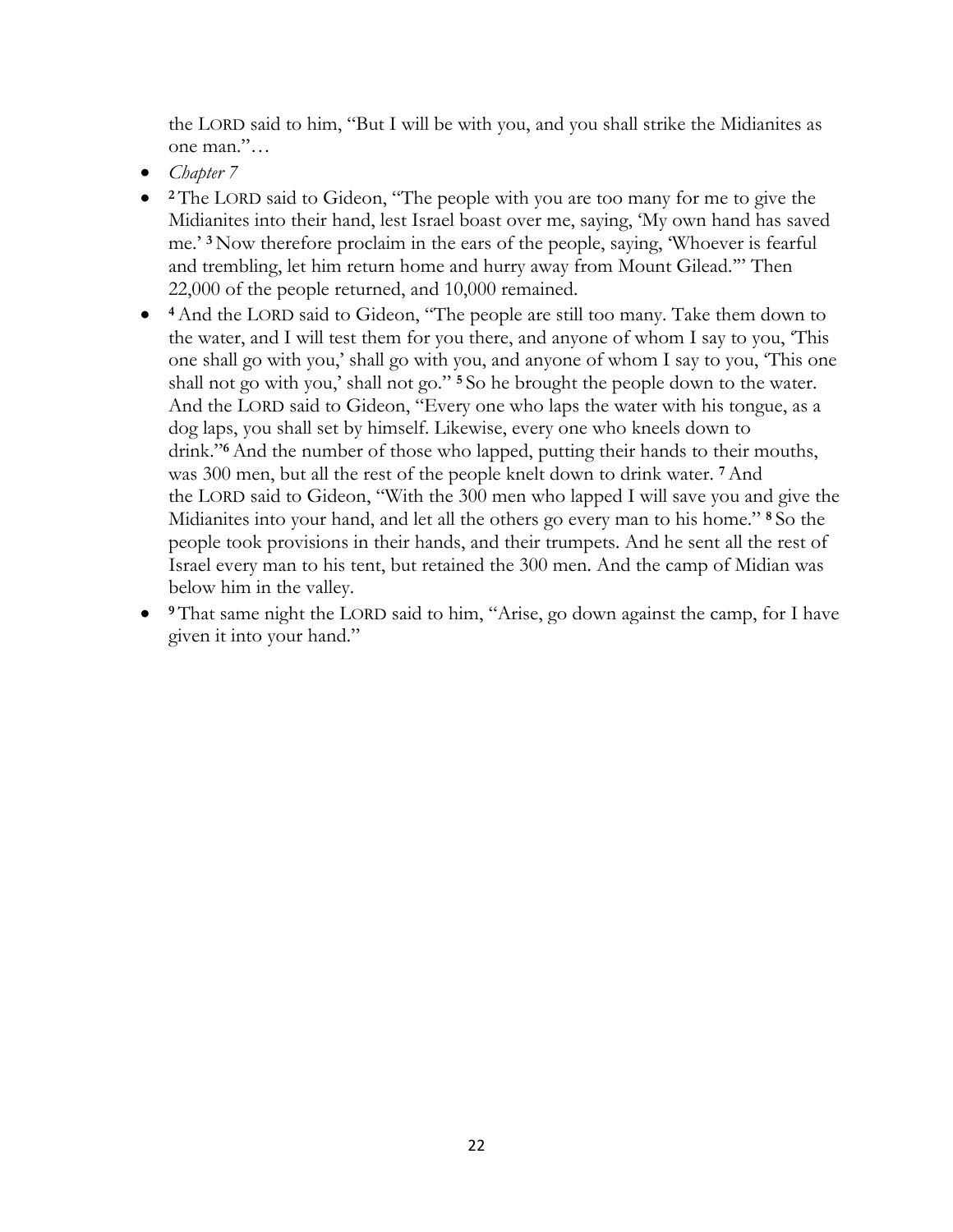the LORD said to him, "But I will be with you, and you shall strike the Midianites as one man."…

- *Chapter 7*
- [2] The LORD said to Gideon, "The people with you are too many for me to give the Midianites into their hand, lest Israel boast over me, saying, 'My own hand has saved me.' [3] Now therefore proclaim in the ears of the people, saying, 'Whoever is fearful and trembling, let him return home and hurry away from Mount Gilead.'" Then 22,000 of the people returned, and 10,000 remained.
- [4] And the LORD said to Gideon, "The people are still too many. Take them down to the water, and I will test them for you there, and anyone of whom I say to you, 'This one shall go with you,' shall go with you, and anyone of whom I say to you, 'This one shall not go with you,' shall not go." [5] So he brought the people down to the water. And the LORD said to Gideon, "Every one who laps the water with his tongue, as a dog laps, you shall set by himself. Likewise, every one who kneels down to drink."[6] And the number of those who lapped, putting their hands to their mouths, was 300 men, but all the rest of the people knelt down to drink water. [7] And the LORD said to Gideon, "With the 300 men who lapped I will save you and give the Midianites into your hand, and let all the others go every man to his home." [8] So the people took provisions in their hands, and their trumpets. And he sent all the rest of Israel every man to his tent, but retained the 300 men. And the camp of Midian was below him in the valley.
- [9] That same night the LORD said to him, "Arise, go down against the camp, for I have given it into your hand."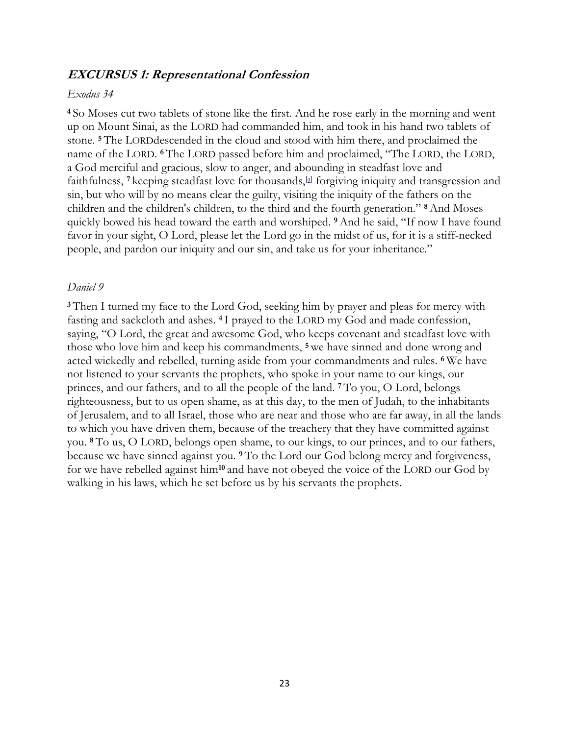## ***EXCURSUS 1: Representational Confession***

*Exodus 34*

**4** So Moses cut two tablets of stone like the first. And he rose early in the morning and went up on Mount Sinai, as the LORD had commanded him, and took in his hand two tablets of stone. **5** The LORDdescended in the cloud and stood with him there, and proclaimed the name of the LORD. **6** The LORD passed before him and proclaimed, "The LORD, the LORD, a God merciful and gracious, slow to anger, and abounding in steadfast love and faithfulness, **7** keeping steadfast love for thousands,[a] forgiving iniquity and transgression and sin, but who will by no means clear the guilty, visiting the iniquity of the fathers on the children and the children's children, to the third and the fourth generation." **8** And Moses quickly bowed his head toward the earth and worshiped. **9** And he said, "If now I have found favor in your sight, O Lord, please let the Lord go in the midst of us, for it is a stiff-necked people, and pardon our iniquity and our sin, and take us for your inheritance."

*Daniel 9*

**3** Then I turned my face to the Lord God, seeking him by prayer and pleas for mercy with fasting and sackcloth and ashes. **4** I prayed to the LORD my God and made confession, saying, "O Lord, the great and awesome God, who keeps covenant and steadfast love with those who love him and keep his commandments, **5** we have sinned and done wrong and acted wickedly and rebelled, turning aside from your commandments and rules. **6** We have not listened to your servants the prophets, who spoke in your name to our kings, our princes, and our fathers, and to all the people of the land. **7** To you, O Lord, belongs righteousness, but to us open shame, as at this day, to the men of Judah, to the inhabitants of Jerusalem, and to all Israel, those who are near and those who are far away, in all the lands to which you have driven them, because of the treachery that they have committed against you. **8** To us, O LORD, belongs open shame, to our kings, to our princes, and to our fathers, because we have sinned against you. **9** To the Lord our God belong mercy and forgiveness, for we have rebelled against him**10** and have not obeyed the voice of the LORD our God by walking in his laws, which he set before us by his servants the prophets.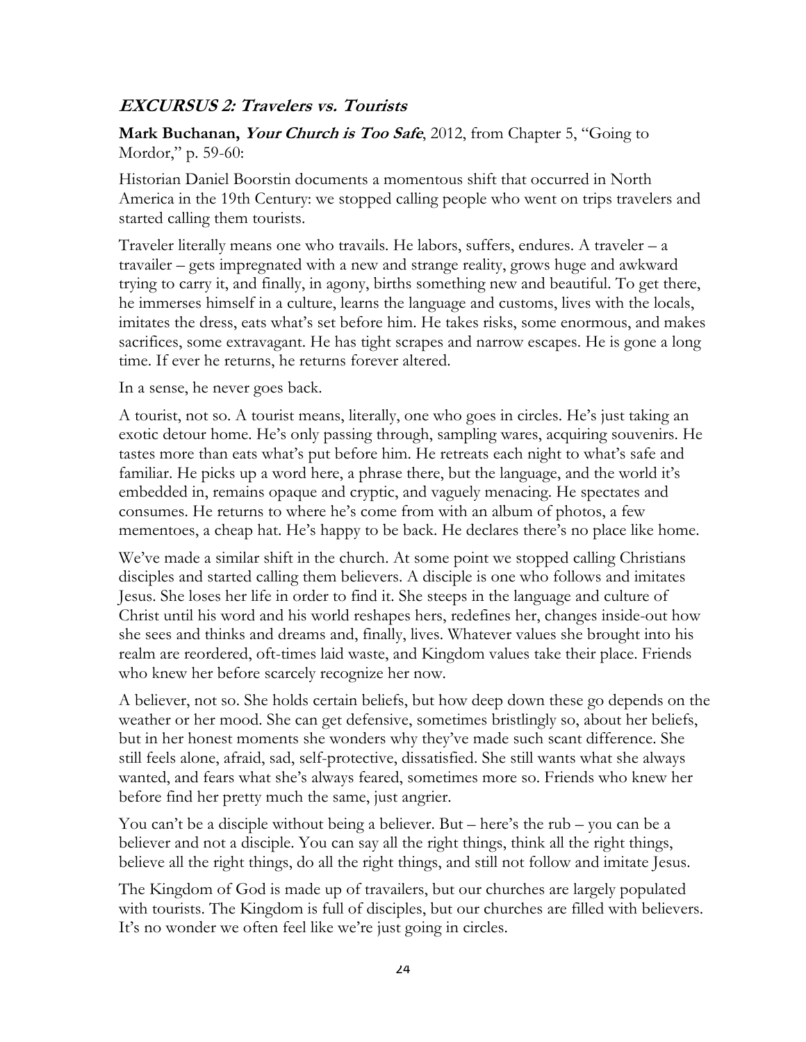## ***EXCURSUS 2: Travelers vs. Tourists***

**Mark Buchanan, *Your Church is Too Safe***, 2012, from Chapter 5, "Going to Mordor," p. 59-60:

Historian Daniel Boorstin documents a momentous shift that occurred in North America in the 19th Century: we stopped calling people who went on trips travelers and started calling them tourists.

Traveler literally means one who travails. He labors, suffers, endures. A traveler – a travailer – gets impregnated with a new and strange reality, grows huge and awkward trying to carry it, and finally, in agony, births something new and beautiful. To get there, he immerses himself in a culture, learns the language and customs, lives with the locals, imitates the dress, eats what's set before him. He takes risks, some enormous, and makes sacrifices, some extravagant. He has tight scrapes and narrow escapes. He is gone a long time. If ever he returns, he returns forever altered.

In a sense, he never goes back.

A tourist, not so. A tourist means, literally, one who goes in circles. He's just taking an exotic detour home. He's only passing through, sampling wares, acquiring souvenirs. He tastes more than eats what's put before him. He retreats each night to what's safe and familiar. He picks up a word here, a phrase there, but the language, and the world it's embedded in, remains opaque and cryptic, and vaguely menacing. He spectates and consumes. He returns to where he's come from with an album of photos, a few mementoes, a cheap hat. He's happy to be back. He declares there's no place like home.

We've made a similar shift in the church. At some point we stopped calling Christians disciples and started calling them believers. A disciple is one who follows and imitates Jesus. She loses her life in order to find it. She steeps in the language and culture of Christ until his word and his world reshapes hers, redefines her, changes inside-out how she sees and thinks and dreams and, finally, lives. Whatever values she brought into his realm are reordered, oft-times laid waste, and Kingdom values take their place. Friends who knew her before scarcely recognize her now.

A believer, not so. She holds certain beliefs, but how deep down these go depends on the weather or her mood. She can get defensive, sometimes bristlingly so, about her beliefs, but in her honest moments she wonders why they've made such scant difference. She still feels alone, afraid, sad, self-protective, dissatisfied. She still wants what she always wanted, and fears what she's always feared, sometimes more so. Friends who knew her before find her pretty much the same, just angrier.

You can't be a disciple without being a believer. But – here's the rub – you can be a believer and not a disciple. You can say all the right things, think all the right things, believe all the right things, do all the right things, and still not follow and imitate Jesus.

The Kingdom of God is made up of travailers, but our churches are largely populated with tourists. The Kingdom is full of disciples, but our churches are filled with believers. It's no wonder we often feel like we're just going in circles.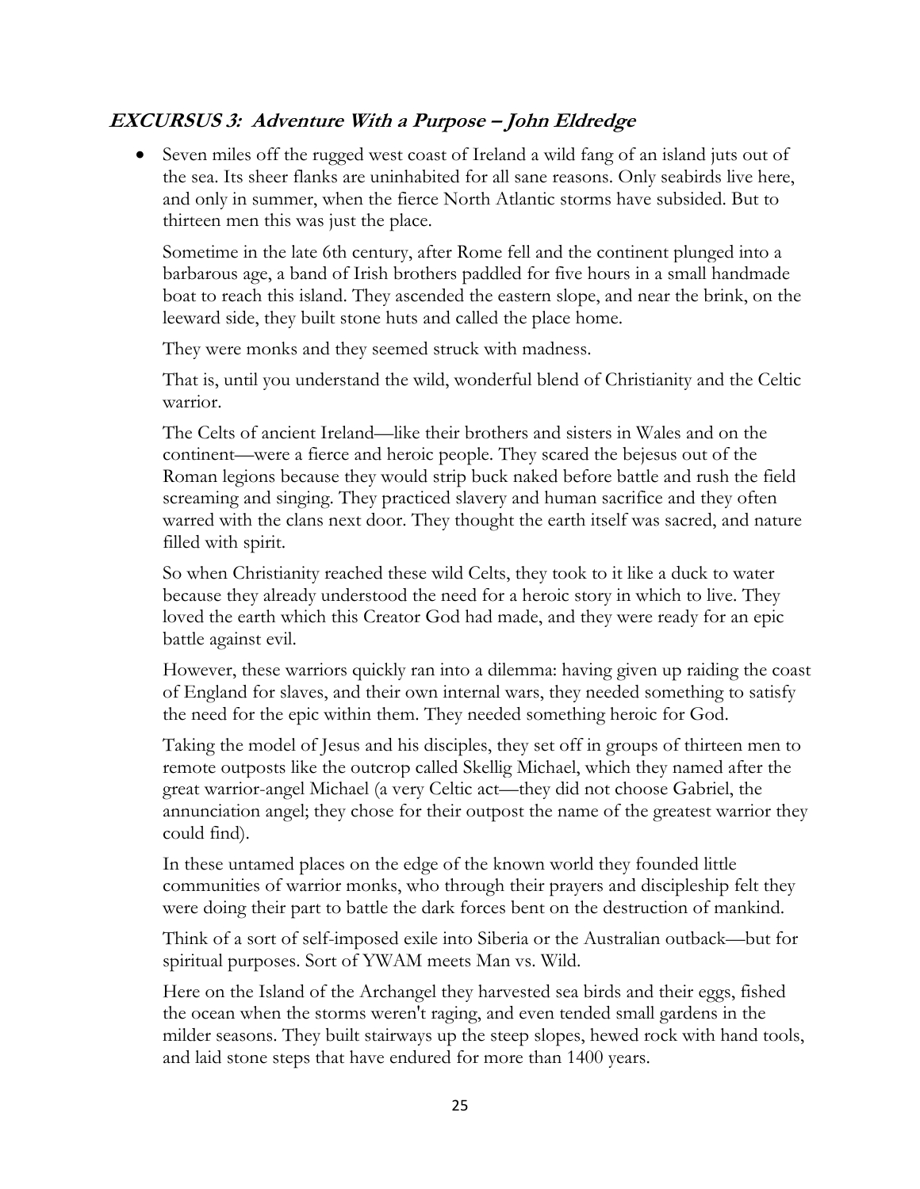## ***EXCURSUS 3: Adventure With a Purpose – John Eldredge***

- Seven miles off the rugged west coast of Ireland a wild fang of an island juts out of the sea. Its sheer flanks are uninhabited for all sane reasons. Only seabirds live here, and only in summer, when the fierce North Atlantic storms have subsided. But to thirteen men this was just the place.

  Sometime in the late 6th century, after Rome fell and the continent plunged into a barbarous age, a band of Irish brothers paddled for five hours in a small handmade boat to reach this island. They ascended the eastern slope, and near the brink, on the leeward side, they built stone huts and called the place home.

  They were monks and they seemed struck with madness.

  That is, until you understand the wild, wonderful blend of Christianity and the Celtic warrior.

  The Celts of ancient Ireland—like their brothers and sisters in Wales and on the continent—were a fierce and heroic people. They scared the bejesus out of the Roman legions because they would strip buck naked before battle and rush the field screaming and singing. They practiced slavery and human sacrifice and they often warred with the clans next door. They thought the earth itself was sacred, and nature filled with spirit.

  So when Christianity reached these wild Celts, they took to it like a duck to water because they already understood the need for a heroic story in which to live. They loved the earth which this Creator God had made, and they were ready for an epic battle against evil.

  However, these warriors quickly ran into a dilemma: having given up raiding the coast of England for slaves, and their own internal wars, they needed something to satisfy the need for the epic within them. They needed something heroic for God.

  Taking the model of Jesus and his disciples, they set off in groups of thirteen men to remote outposts like the outcrop called Skellig Michael, which they named after the great warrior-angel Michael (a very Celtic act—they did not choose Gabriel, the annunciation angel; they chose for their outpost the name of the greatest warrior they could find).

  In these untamed places on the edge of the known world they founded little communities of warrior monks, who through their prayers and discipleship felt they were doing their part to battle the dark forces bent on the destruction of mankind.

  Think of a sort of self-imposed exile into Siberia or the Australian outback—but for spiritual purposes. Sort of YWAM meets Man vs. Wild.

  Here on the Island of the Archangel they harvested sea birds and their eggs, fished the ocean when the storms weren't raging, and even tended small gardens in the milder seasons. They built stairways up the steep slopes, hewed rock with hand tools, and laid stone steps that have endured for more than 1400 years.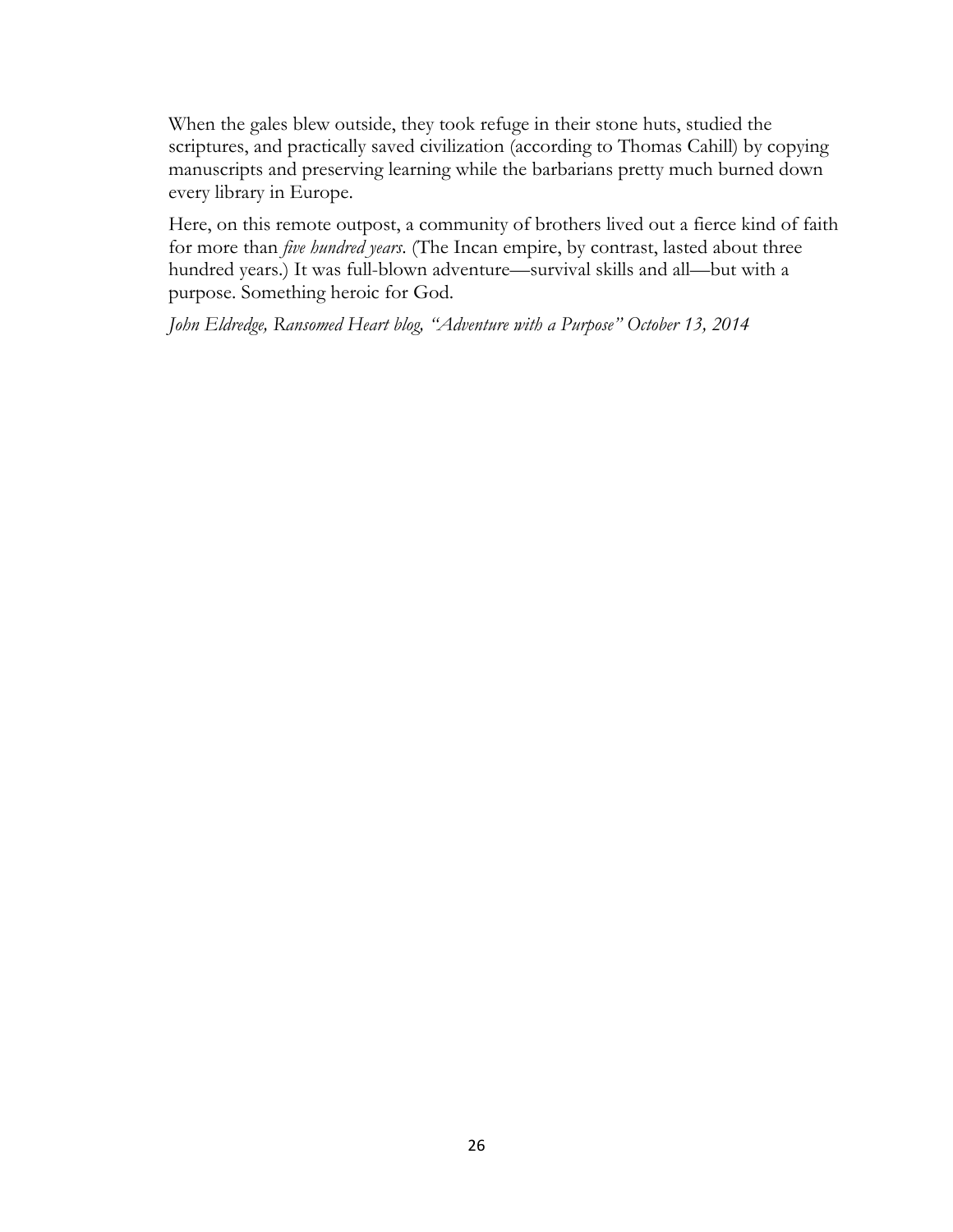When the gales blew outside, they took refuge in their stone huts, studied the scriptures, and practically saved civilization (according to Thomas Cahill) by copying manuscripts and preserving learning while the barbarians pretty much burned down every library in Europe.

Here, on this remote outpost, a community of brothers lived out a fierce kind of faith for more than *five hundred years*. (The Incan empire, by contrast, lasted about three hundred years.) It was full-blown adventure—survival skills and all—but with a purpose. Something heroic for God.

*John Eldredge, Ransomed Heart blog, "Adventure with a Purpose" October 13, 2014*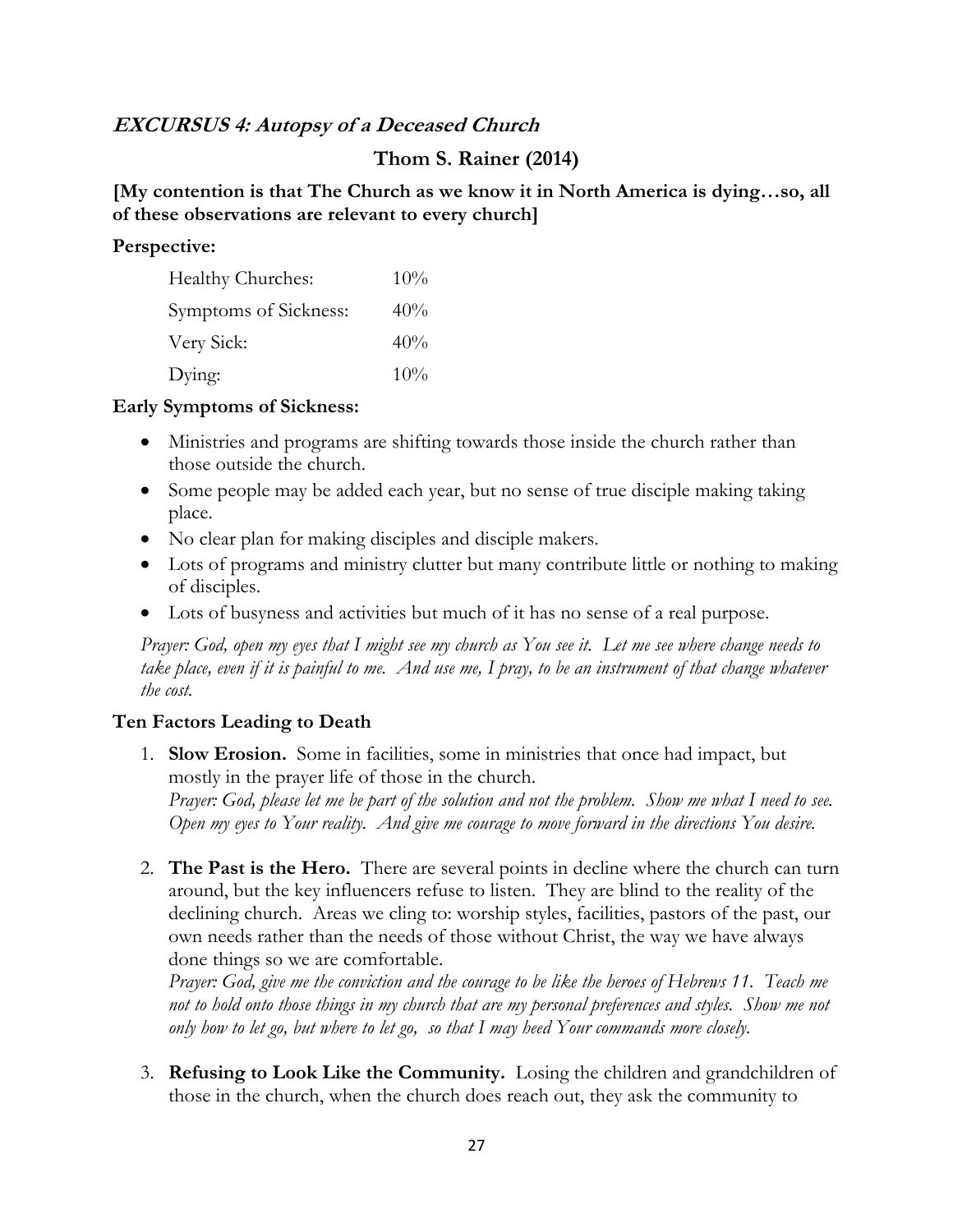## ***EXCURSUS 4: Autopsy of a Deceased Church***

### Thom S. Rainer (2014)

**[My contention is that The Church as we know it in North America is dying…so, all of these observations are relevant to every church]**

**Perspective:**

| | |
|---|---|
| Healthy Churches: | 10% |
| Symptoms of Sickness: | 40% |
| Very Sick: | 40% |
| Dying: | 10% |

**Early Symptoms of Sickness:**

- Ministries and programs are shifting towards those inside the church rather than those outside the church.
- Some people may be added each year, but no sense of true disciple making taking place.
- No clear plan for making disciples and disciple makers.
- Lots of programs and ministry clutter but many contribute little or nothing to making of disciples.
- Lots of busyness and activities but much of it has no sense of a real purpose.

*Prayer: God, open my eyes that I might see my church as You see it. Let me see where change needs to take place, even if it is painful to me. And use me, I pray, to be an instrument of that change whatever the cost.*

**Ten Factors Leading to Death**

1. **Slow Erosion.** Some in facilities, some in ministries that once had impact, but mostly in the prayer life of those in the church.
   *Prayer: God, please let me be part of the solution and not the problem. Show me what I need to see. Open my eyes to Your reality. And give me courage to move forward in the directions You desire.*

2. **The Past is the Hero.** There are several points in decline where the church can turn around, but the key influencers refuse to listen. They are blind to the reality of the declining church. Areas we cling to: worship styles, facilities, pastors of the past, our own needs rather than the needs of those without Christ, the way we have always done things so we are comfortable.
   *Prayer: God, give me the conviction and the courage to be like the heroes of Hebrews 11. Teach me not to hold onto those things in my church that are my personal preferences and styles. Show me not only how to let go, but where to let go, so that I may heed Your commands more closely.*

3. **Refusing to Look Like the Community.** Losing the children and grandchildren of those in the church, when the church does reach out, they ask the community to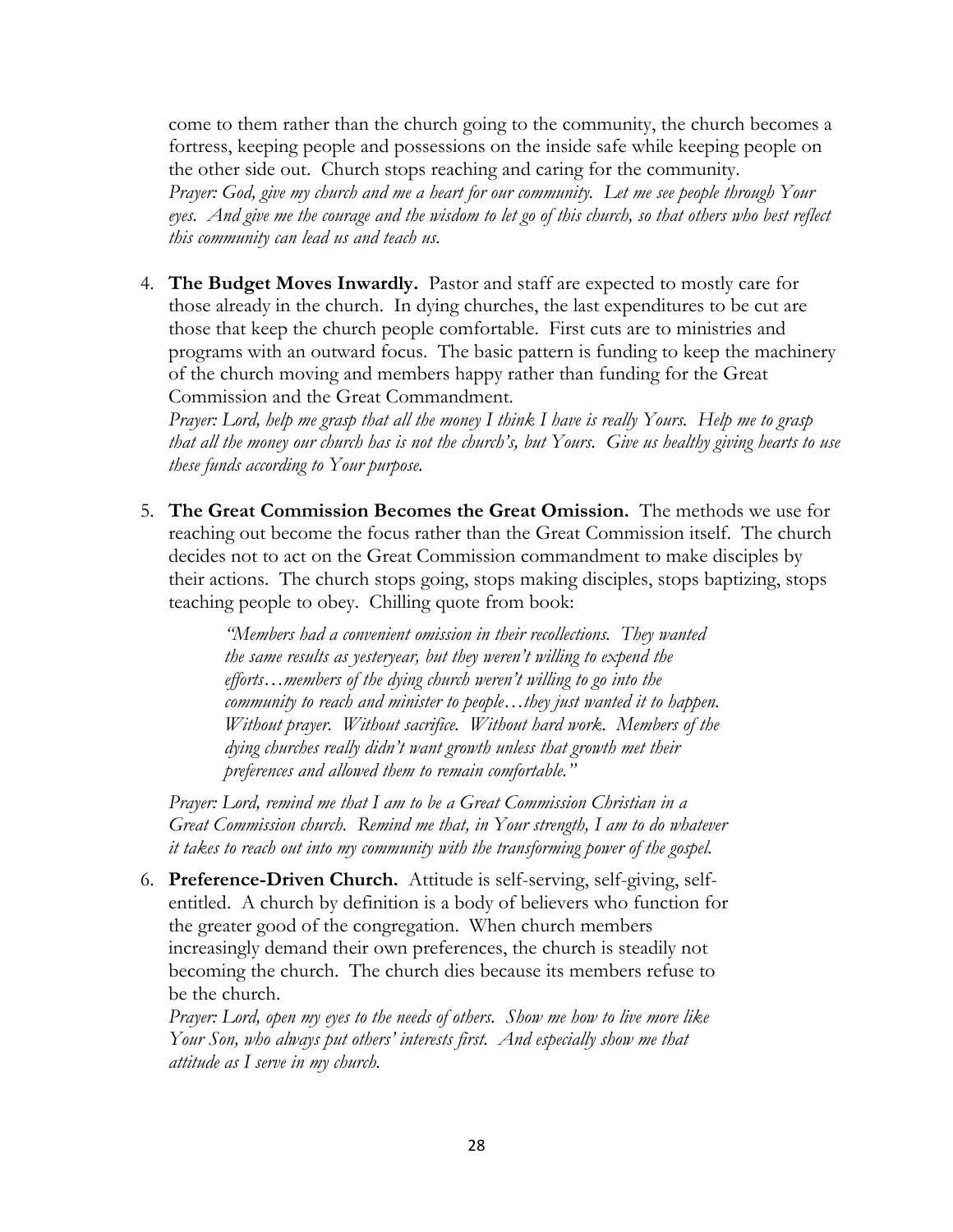come to them rather than the church going to the community, the church becomes a fortress, keeping people and possessions on the inside safe while keeping people on the other side out. Church stops reaching and caring for the community.
*Prayer: God, give my church and me a heart for our community. Let me see people through Your eyes. And give me the courage and the wisdom to let go of this church, so that others who best reflect this community can lead us and teach us.*

4. **The Budget Moves Inwardly.** Pastor and staff are expected to mostly care for those already in the church. In dying churches, the last expenditures to be cut are those that keep the church people comfortable. First cuts are to ministries and programs with an outward focus. The basic pattern is funding to keep the machinery of the church moving and members happy rather than funding for the Great Commission and the Great Commandment.
*Prayer: Lord, help me grasp that all the money I think I have is really Yours. Help me to grasp that all the money our church has is not the church's, but Yours. Give us healthy giving hearts to use these funds according to Your purpose.*

5. **The Great Commission Becomes the Great Omission.** The methods we use for reaching out become the focus rather than the Great Commission itself. The church decides not to act on the Great Commission commandment to make disciples by their actions. The church stops going, stops making disciples, stops baptizing, stops teaching people to obey. Chilling quote from book:

   > *"Members had a convenient omission in their recollections. They wanted the same results as yesteryear, but they weren't willing to expend the efforts…members of the dying church weren't willing to go into the community to reach and minister to people…they just wanted it to happen. Without prayer. Without sacrifice. Without hard work. Members of the dying churches really didn't want growth unless that growth met their preferences and allowed them to remain comfortable."*

   *Prayer: Lord, remind me that I am to be a Great Commission Christian in a Great Commission church. Remind me that, in Your strength, I am to do whatever it takes to reach out into my community with the transforming power of the gospel.*

6. **Preference-Driven Church.** Attitude is self-serving, self-giving, self-entitled. A church by definition is a body of believers who function for the greater good of the congregation. When church members increasingly demand their own preferences, the church is steadily not becoming the church. The church dies because its members refuse to be the church.
*Prayer: Lord, open my eyes to the needs of others. Show me how to live more like Your Son, who always put others' interests first. And especially show me that attitude as I serve in my church.*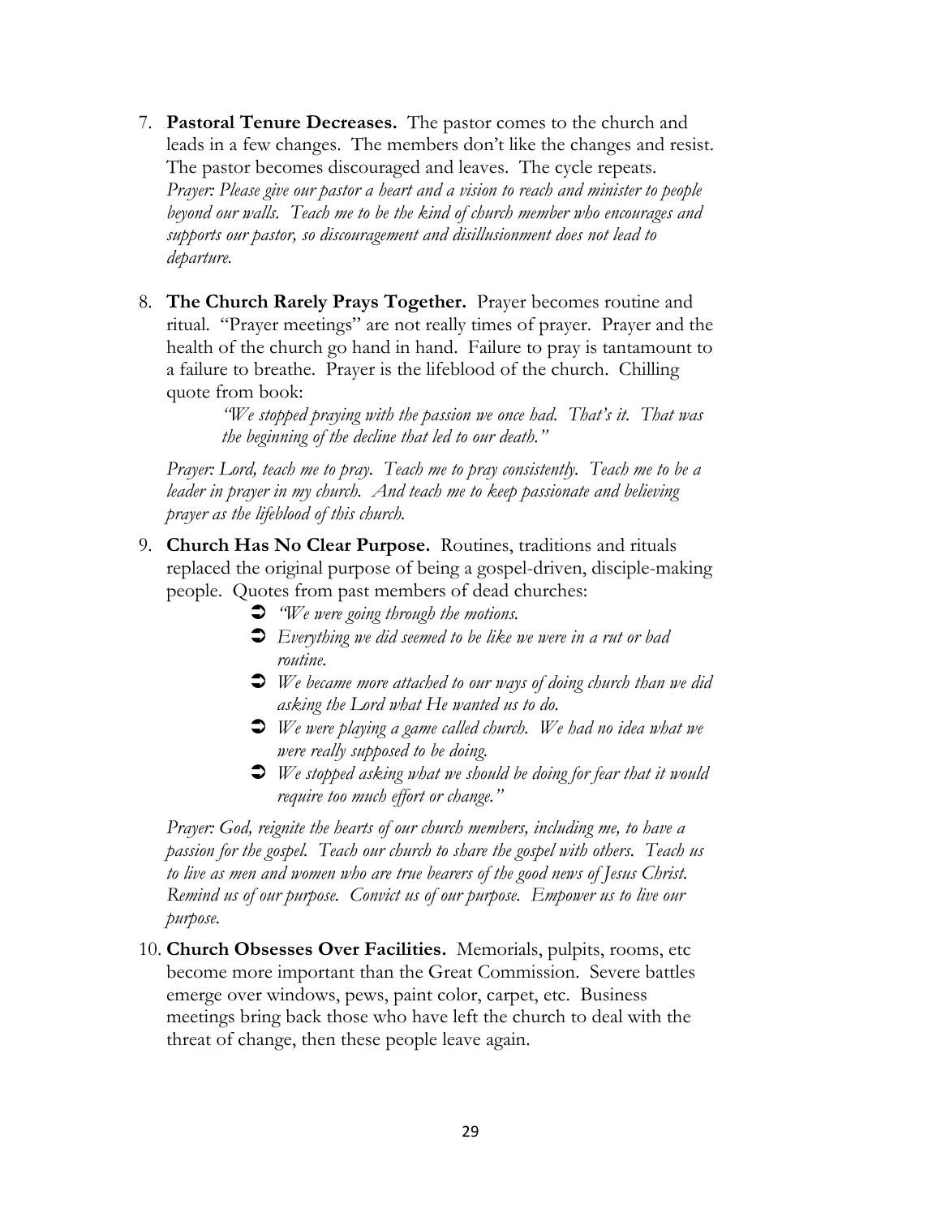7. **Pastoral Tenure Decreases.** The pastor comes to the church and leads in a few changes. The members don't like the changes and resist. The pastor becomes discouraged and leaves. The cycle repeats. *Prayer: Please give our pastor a heart and a vision to reach and minister to people beyond our walls. Teach me to be the kind of church member who encourages and supports our pastor, so discouragement and disillusionment does not lead to departure.*

8. **The Church Rarely Prays Together.** Prayer becomes routine and ritual. "Prayer meetings" are not really times of prayer. Prayer and the health of the church go hand in hand. Failure to pray is tantamount to a failure to breathe. Prayer is the lifeblood of the church. Chilling quote from book:

   > *"We stopped praying with the passion we once had. That's it. That was the beginning of the decline that led to our death."*

   *Prayer: Lord, teach me to pray. Teach me to pray consistently. Teach me to be a leader in prayer in my church. And teach me to keep passionate and believing prayer as the lifeblood of this church.*

9. **Church Has No Clear Purpose.** Routines, traditions and rituals replaced the original purpose of being a gospel-driven, disciple-making people. Quotes from past members of dead churches:
   - *"We were going through the motions.*
   - *Everything we did seemed to be like we were in a rut or bad routine.*
   - *We became more attached to our ways of doing church than we did asking the Lord what He wanted us to do.*
   - *We were playing a game called church. We had no idea what we were really supposed to be doing.*
   - *We stopped asking what we should be doing for fear that it would require too much effort or change."*

   *Prayer: God, reignite the hearts of our church members, including me, to have a passion for the gospel. Teach our church to share the gospel with others. Teach us to live as men and women who are true bearers of the good news of Jesus Christ. Remind us of our purpose. Convict us of our purpose. Empower us to live our purpose.*

10. **Church Obsesses Over Facilities.** Memorials, pulpits, rooms, etc become more important than the Great Commission. Severe battles emerge over windows, pews, paint color, carpet, etc. Business meetings bring back those who have left the church to deal with the threat of change, then these people leave again.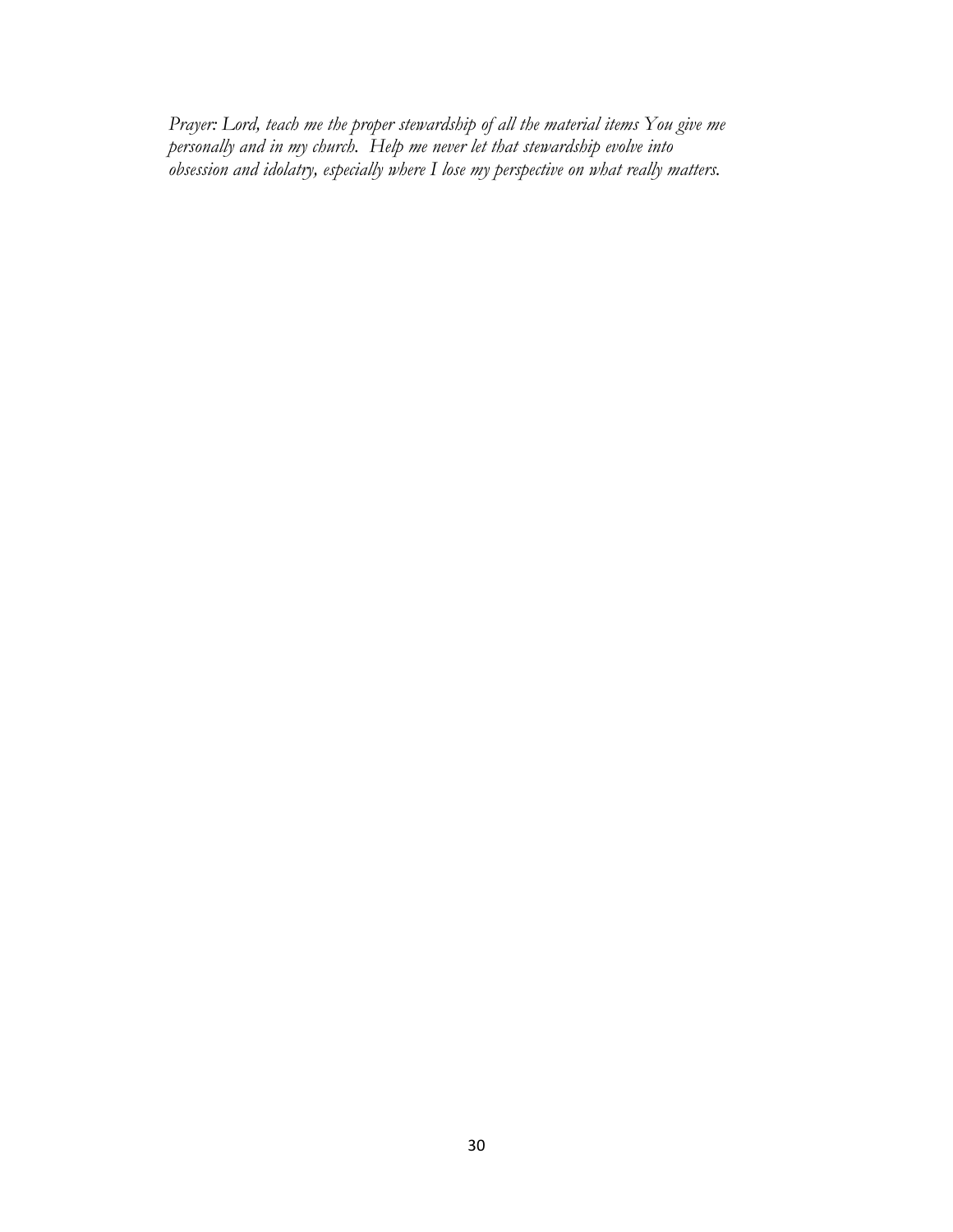*Prayer: Lord, teach me the proper stewardship of all the material items You give me personally and in my church. Help me never let that stewardship evolve into obsession and idolatry, especially where I lose my perspective on what really matters.*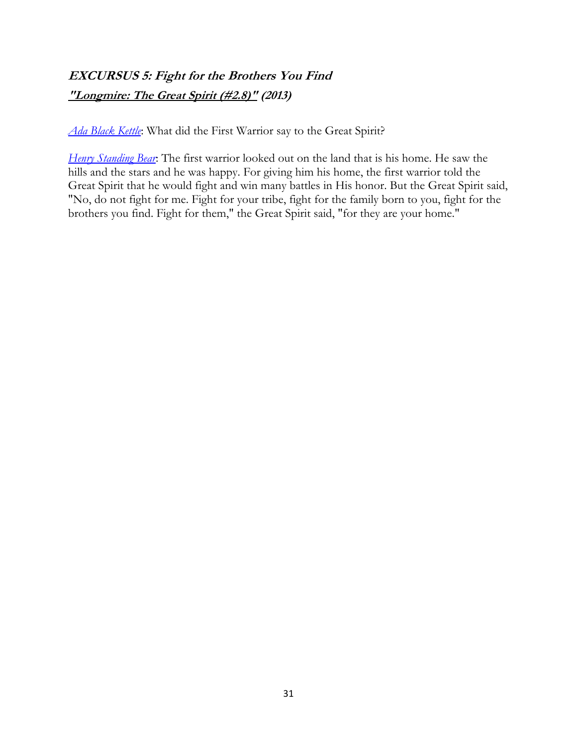## ***EXCURSUS 5: Fight for the Brothers You Find***

***"Longmire: The Great Spirit (#2.8)" (2013)***

*Ada Black Kettle*: What did the First Warrior say to the Great Spirit?

*Henry Standing Bear*: The first warrior looked out on the land that is his home. He saw the hills and the stars and he was happy. For giving him his home, the first warrior told the Great Spirit that he would fight and win many battles in His honor. But the Great Spirit said, "No, do not fight for me. Fight for your tribe, fight for the family born to you, fight for the brothers you find. Fight for them," the Great Spirit said, "for they are your home."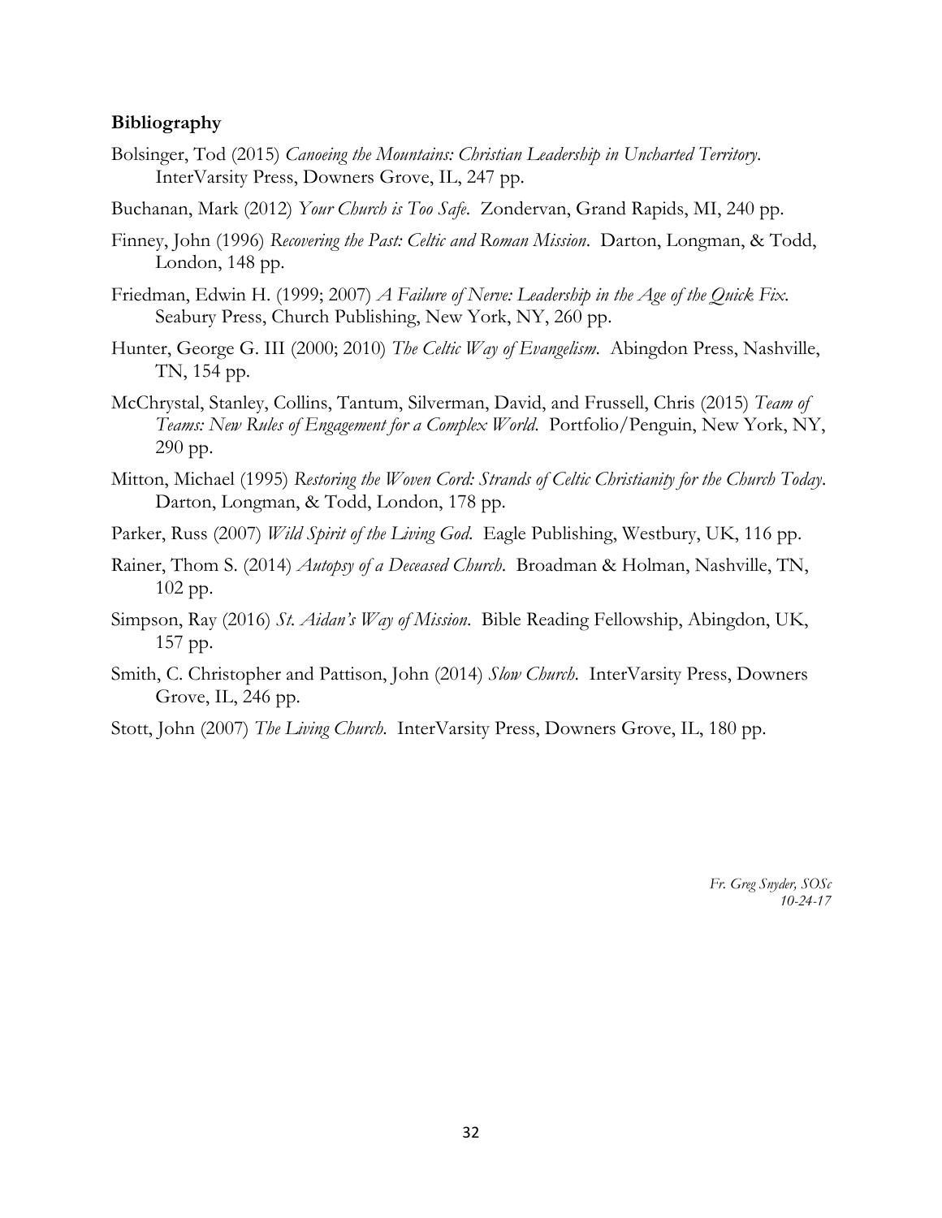**Bibliography**

Bolsinger, Tod (2015) *Canoeing the Mountains: Christian Leadership in Uncharted Territory*. InterVarsity Press, Downers Grove, IL, 247 pp.

Buchanan, Mark (2012) *Your Church is Too Safe*. Zondervan, Grand Rapids, MI, 240 pp.

Finney, John (1996) *Recovering the Past: Celtic and Roman Mission*. Darton, Longman, & Todd, London, 148 pp.

Friedman, Edwin H. (1999; 2007) *A Failure of Nerve: Leadership in the Age of the Quick Fix.* Seabury Press, Church Publishing, New York, NY, 260 pp.

Hunter, George G. III (2000; 2010) *The Celtic Way of Evangelism*. Abingdon Press, Nashville, TN, 154 pp.

McChrystal, Stanley, Collins, Tantum, Silverman, David, and Frussell, Chris (2015) *Team of Teams: New Rules of Engagement for a Complex World.* Portfolio/Penguin, New York, NY, 290 pp.

Mitton, Michael (1995) *Restoring the Woven Cord: Strands of Celtic Christianity for the Church Today*. Darton, Longman, & Todd, London, 178 pp.

Parker, Russ (2007) *Wild Spirit of the Living God*. Eagle Publishing, Westbury, UK, 116 pp.

Rainer, Thom S. (2014) *Autopsy of a Deceased Church*. Broadman & Holman, Nashville, TN, 102 pp.

Simpson, Ray (2016) *St. Aidan's Way of Mission*. Bible Reading Fellowship, Abingdon, UK, 157 pp.

Smith, C. Christopher and Pattison, John (2014) *Slow Church*. InterVarsity Press, Downers Grove, IL, 246 pp.

Stott, John (2007) *The Living Church*. InterVarsity Press, Downers Grove, IL, 180 pp.

*Fr. Greg Snyder, SOSc*
*10-24-17*